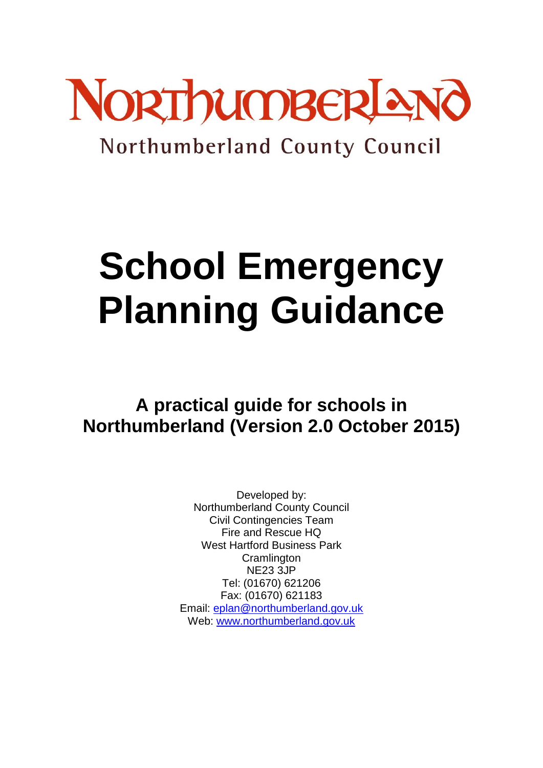NORTHUMBERLAND

Northumberland County Council

# School Emergency Planning Guidance

## A practical guide for schools in Northumberland (Version 2.0 October 2015)

Developed by:
Northumberland County Council
Civil Contingencies Team
Fire and Rescue HQ
West Hartford Business Park
Cramlington
NE23 3JP
Tel: (01670) 621206
Fax: (01670) 621183
Email: eplan@northumberland.gov.uk
Web: www.northumberland.gov.uk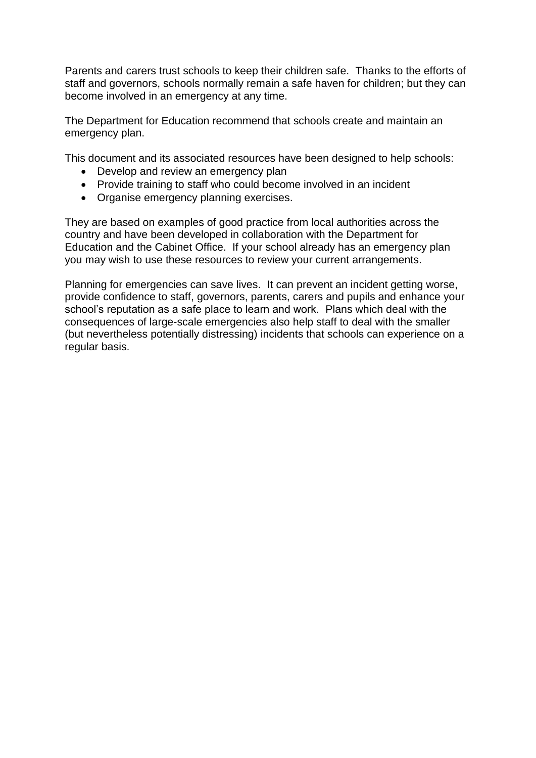Parents and carers trust schools to keep their children safe.  Thanks to the efforts of staff and governors, schools normally remain a safe haven for children; but they can become involved in an emergency at any time.

The Department for Education recommend that schools create and maintain an emergency plan.

This document and its associated resources have been designed to help schools:

- Develop and review an emergency plan
- Provide training to staff who could become involved in an incident
- Organise emergency planning exercises.

They are based on examples of good practice from local authorities across the country and have been developed in collaboration with the Department for Education and the Cabinet Office.  If your school already has an emergency plan you may wish to use these resources to review your current arrangements.

Planning for emergencies can save lives.  It can prevent an incident getting worse, provide confidence to staff, governors, parents, carers and pupils and enhance your school's reputation as a safe place to learn and work.  Plans which deal with the consequences of large-scale emergencies also help staff to deal with the smaller (but nevertheless potentially distressing) incidents that schools can experience on a regular basis.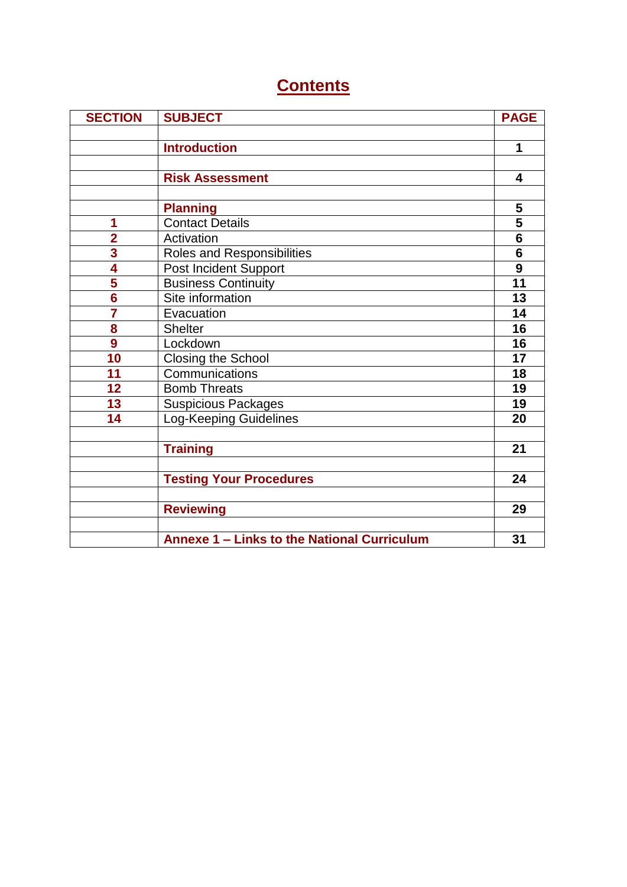# Contents

| SECTION | SUBJECT | PAGE |
|---|---|---|
| | | |
| | **Introduction** | **1** |
| | | |
| | **Risk Assessment** | **4** |
| | | |
| | **Planning** | **5** |
| **1** | Contact Details | **5** |
| **2** | Activation | **6** |
| **3** | Roles and Responsibilities | **6** |
| **4** | Post Incident Support | **9** |
| **5** | Business Continuity | **11** |
| **6** | Site information | **13** |
| **7** | Evacuation | **14** |
| **8** | Shelter | **16** |
| **9** | Lockdown | **16** |
| **10** | Closing the School | **17** |
| **11** | Communications | **18** |
| **12** | Bomb Threats | **19** |
| **13** | Suspicious Packages | **19** |
| **14** | Log-Keeping Guidelines | **20** |
| | | |
| | **Training** | **21** |
| | | |
| | **Testing Your Procedures** | **24** |
| | | |
| | **Reviewing** | **29** |
| | | |
| | **Annexe 1 – Links to the National Curriculum** | **31** |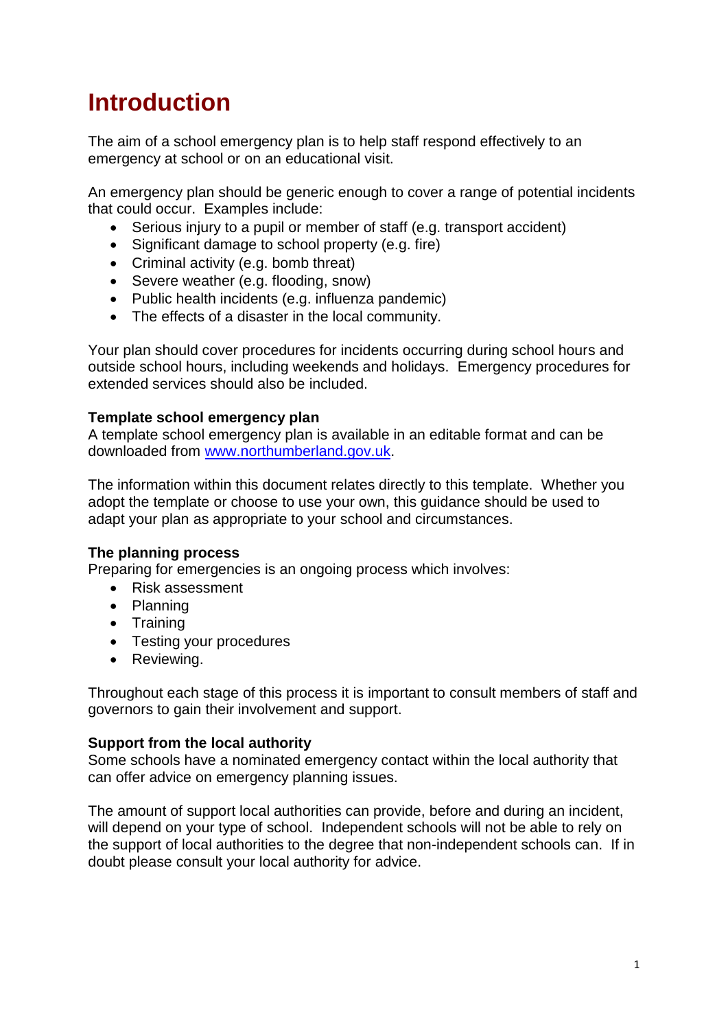# Introduction

The aim of a school emergency plan is to help staff respond effectively to an emergency at school or on an educational visit.

An emergency plan should be generic enough to cover a range of potential incidents that could occur. Examples include:

- Serious injury to a pupil or member of staff (e.g. transport accident)
- Significant damage to school property (e.g. fire)
- Criminal activity (e.g. bomb threat)
- Severe weather (e.g. flooding, snow)
- Public health incidents (e.g. influenza pandemic)
- The effects of a disaster in the local community.

Your plan should cover procedures for incidents occurring during school hours and outside school hours, including weekends and holidays. Emergency procedures for extended services should also be included.

**Template school emergency plan**

A template school emergency plan is available in an editable format and can be downloaded from [www.northumberland.gov.uk](http://www.northumberland.gov.uk).

The information within this document relates directly to this template. Whether you adopt the template or choose to use your own, this guidance should be used to adapt your plan as appropriate to your school and circumstances.

**The planning process**

Preparing for emergencies is an ongoing process which involves:

- Risk assessment
- Planning
- Training
- Testing your procedures
- Reviewing.

Throughout each stage of this process it is important to consult members of staff and governors to gain their involvement and support.

**Support from the local authority**

Some schools have a nominated emergency contact within the local authority that can offer advice on emergency planning issues.

The amount of support local authorities can provide, before and during an incident, will depend on your type of school. Independent schools will not be able to rely on the support of local authorities to the degree that non-independent schools can. If in doubt please consult your local authority for advice.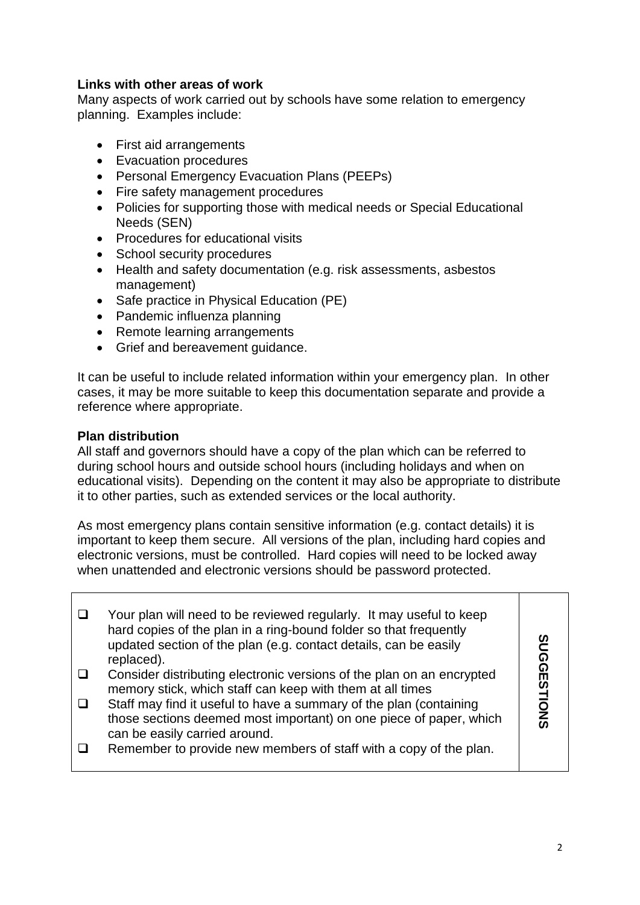**Links with other areas of work**

Many aspects of work carried out by schools have some relation to emergency planning. Examples include:

- First aid arrangements
- Evacuation procedures
- Personal Emergency Evacuation Plans (PEEPs)
- Fire safety management procedures
- Policies for supporting those with medical needs or Special Educational Needs (SEN)
- Procedures for educational visits
- School security procedures
- Health and safety documentation (e.g. risk assessments, asbestos management)
- Safe practice in Physical Education (PE)
- Pandemic influenza planning
- Remote learning arrangements
- Grief and bereavement guidance.

It can be useful to include related information within your emergency plan. In other cases, it may be more suitable to keep this documentation separate and provide a reference where appropriate.

**Plan distribution**

All staff and governors should have a copy of the plan which can be referred to during school hours and outside school hours (including holidays and when on educational visits). Depending on the content it may also be appropriate to distribute it to other parties, such as extended services or the local authority.

As most emergency plans contain sensitive information (e.g. contact details) it is important to keep them secure. All versions of the plan, including hard copies and electronic versions, must be controlled. Hard copies will need to be locked away when unattended and electronic versions should be password protected.

**SUGGESTIONS**

- ❑ Your plan will need to be reviewed regularly. It may useful to keep hard copies of the plan in a ring-bound folder so that frequently updated section of the plan (e.g. contact details, can be easily replaced).
- ❑ Consider distributing electronic versions of the plan on an encrypted memory stick, which staff can keep with them at all times
- ❑ Staff may find it useful to have a summary of the plan (containing those sections deemed most important) on one piece of paper, which can be easily carried around.
- ❑ Remember to provide new members of staff with a copy of the plan.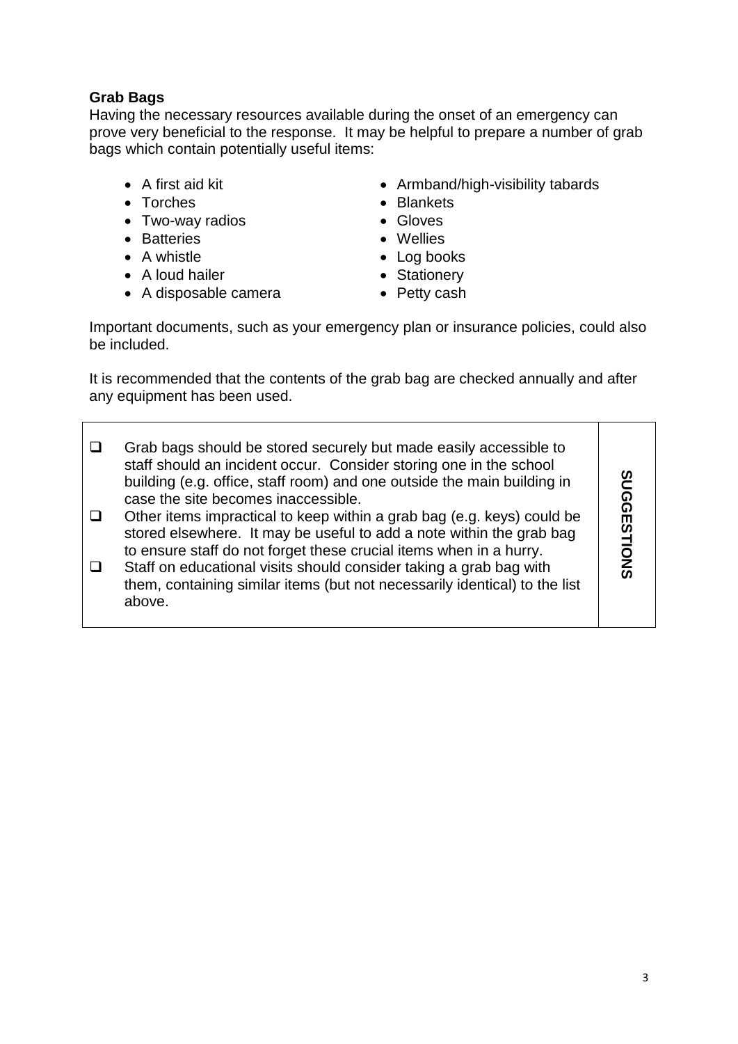**Grab Bags**

Having the necessary resources available during the onset of an emergency can prove very beneficial to the response. It may be helpful to prepare a number of grab bags which contain potentially useful items:

- A first aid kit
- Torches
- Two-way radios
- Batteries
- A whistle
- A loud hailer
- A disposable camera
- Armband/high-visibility tabards
- Blankets
- Gloves
- Wellies
- Log books
- Stationery
- Petty cash

Important documents, such as your emergency plan or insurance policies, could also be included.

It is recommended that the contents of the grab bag are checked annually and after any equipment has been used.

**SUGGESTIONS**

- ☐ Grab bags should be stored securely but made easily accessible to staff should an incident occur. Consider storing one in the school building (e.g. office, staff room) and one outside the main building in case the site becomes inaccessible.
- ☐ Other items impractical to keep within a grab bag (e.g. keys) could be stored elsewhere. It may be useful to add a note within the grab bag to ensure staff do not forget these crucial items when in a hurry.
- ☐ Staff on educational visits should consider taking a grab bag with them, containing similar items (but not necessarily identical) to the list above.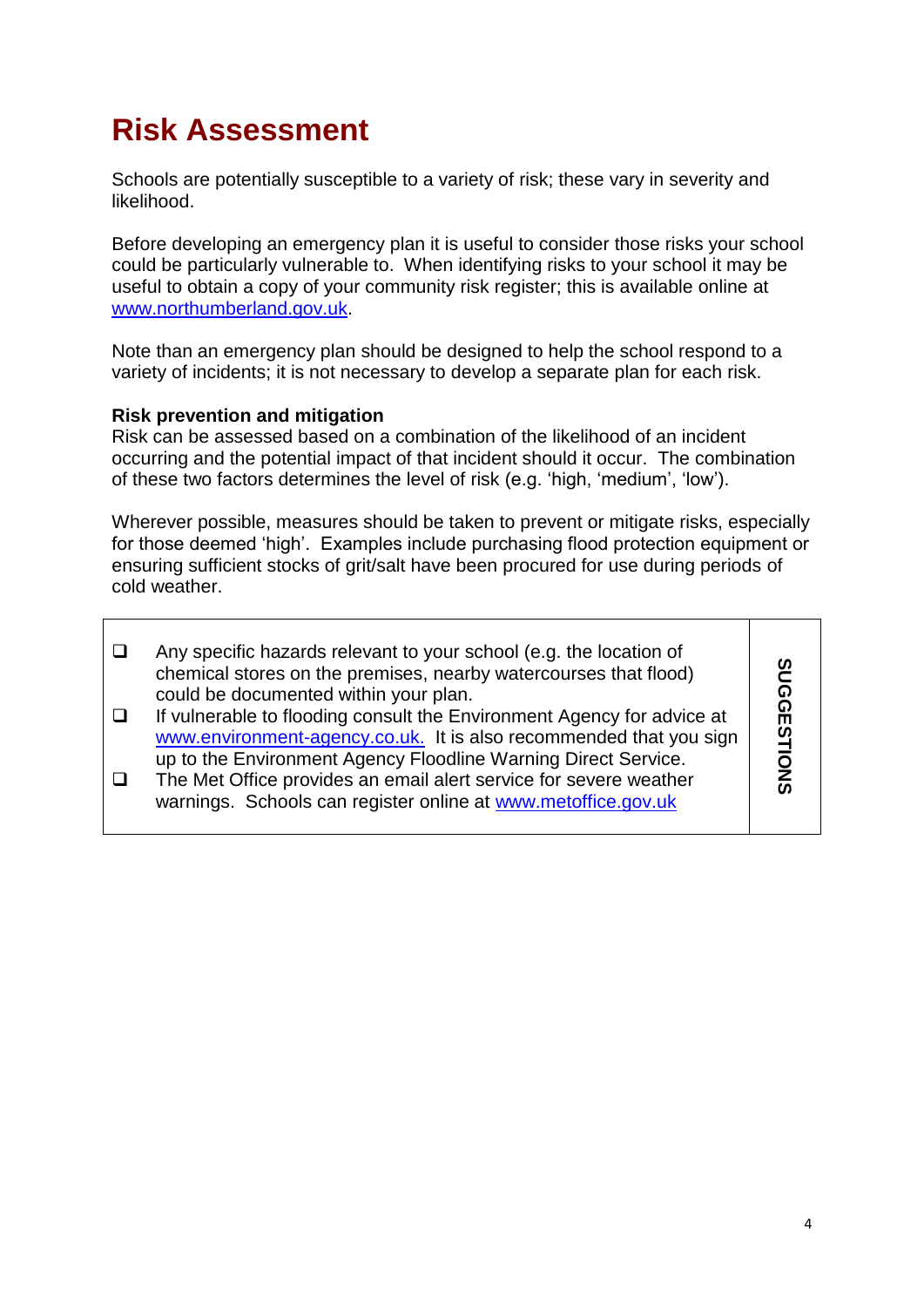# Risk Assessment

Schools are potentially susceptible to a variety of risk; these vary in severity and likelihood.

Before developing an emergency plan it is useful to consider those risks your school could be particularly vulnerable to. When identifying risks to your school it may be useful to obtain a copy of your community risk register; this is available online at www.northumberland.gov.uk.

Note than an emergency plan should be designed to help the school respond to a variety of incidents; it is not necessary to develop a separate plan for each risk.

**Risk prevention and mitigation**
Risk can be assessed based on a combination of the likelihood of an incident occurring and the potential impact of that incident should it occur. The combination of these two factors determines the level of risk (e.g. 'high, 'medium', 'low').

Wherever possible, measures should be taken to prevent or mitigate risks, especially for those deemed 'high'. Examples include purchasing flood protection equipment or ensuring sufficient stocks of grit/salt have been procured for use during periods of cold weather.

**SUGGESTIONS**

- ❑ Any specific hazards relevant to your school (e.g. the location of chemical stores on the premises, nearby watercourses that flood) could be documented within your plan.
- ❑ If vulnerable to flooding consult the Environment Agency for advice at www.environment-agency.co.uk. It is also recommended that you sign up to the Environment Agency Floodline Warning Direct Service.
- ❑ The Met Office provides an email alert service for severe weather warnings. Schools can register online at www.metoffice.gov.uk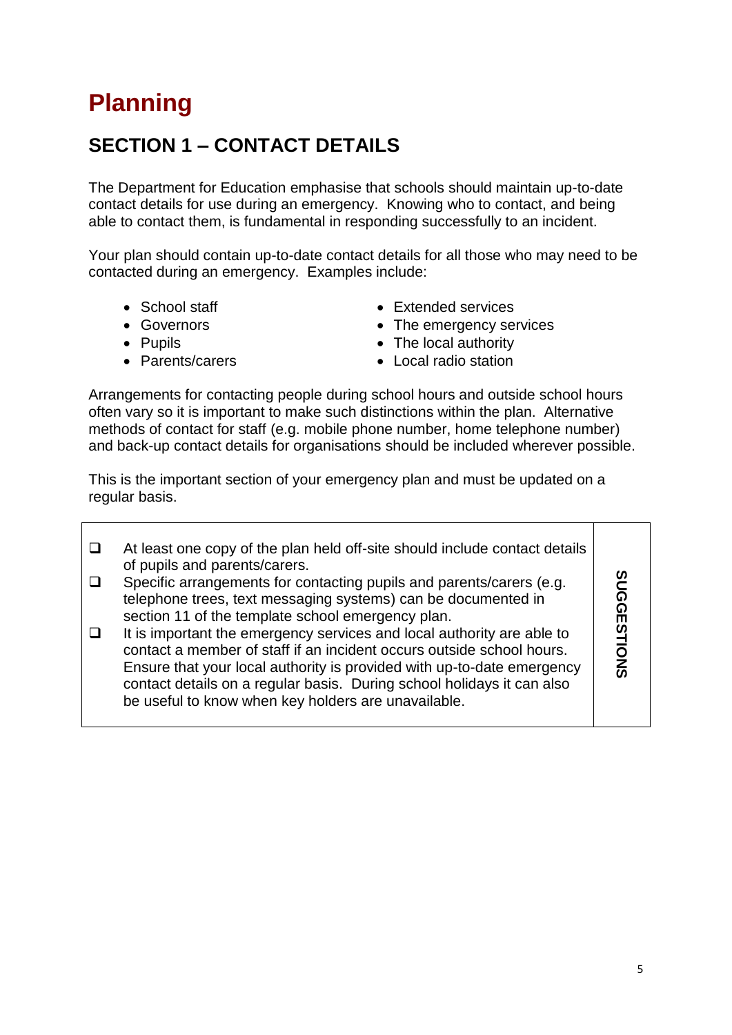# Planning

## SECTION 1 – CONTACT DETAILS

The Department for Education emphasise that schools should maintain up-to-date contact details for use during an emergency. Knowing who to contact, and being able to contact them, is fundamental in responding successfully to an incident.

Your plan should contain up-to-date contact details for all those who may need to be contacted during an emergency. Examples include:

- School staff
- Governors
- Pupils
- Parents/carers
- Extended services
- The emergency services
- The local authority
- Local radio station

Arrangements for contacting people during school hours and outside school hours often vary so it is important to make such distinctions within the plan. Alternative methods of contact for staff (e.g. mobile phone number, home telephone number) and back-up contact details for organisations should be included wherever possible.

This is the important section of your emergency plan and must be updated on a regular basis.

**SUGGESTIONS**

- ❑ At least one copy of the plan held off-site should include contact details of pupils and parents/carers.
- ❑ Specific arrangements for contacting pupils and parents/carers (e.g. telephone trees, text messaging systems) can be documented in section 11 of the template school emergency plan.
- ❑ It is important the emergency services and local authority are able to contact a member of staff if an incident occurs outside school hours. Ensure that your local authority is provided with up-to-date emergency contact details on a regular basis. During school holidays it can also be useful to know when key holders are unavailable.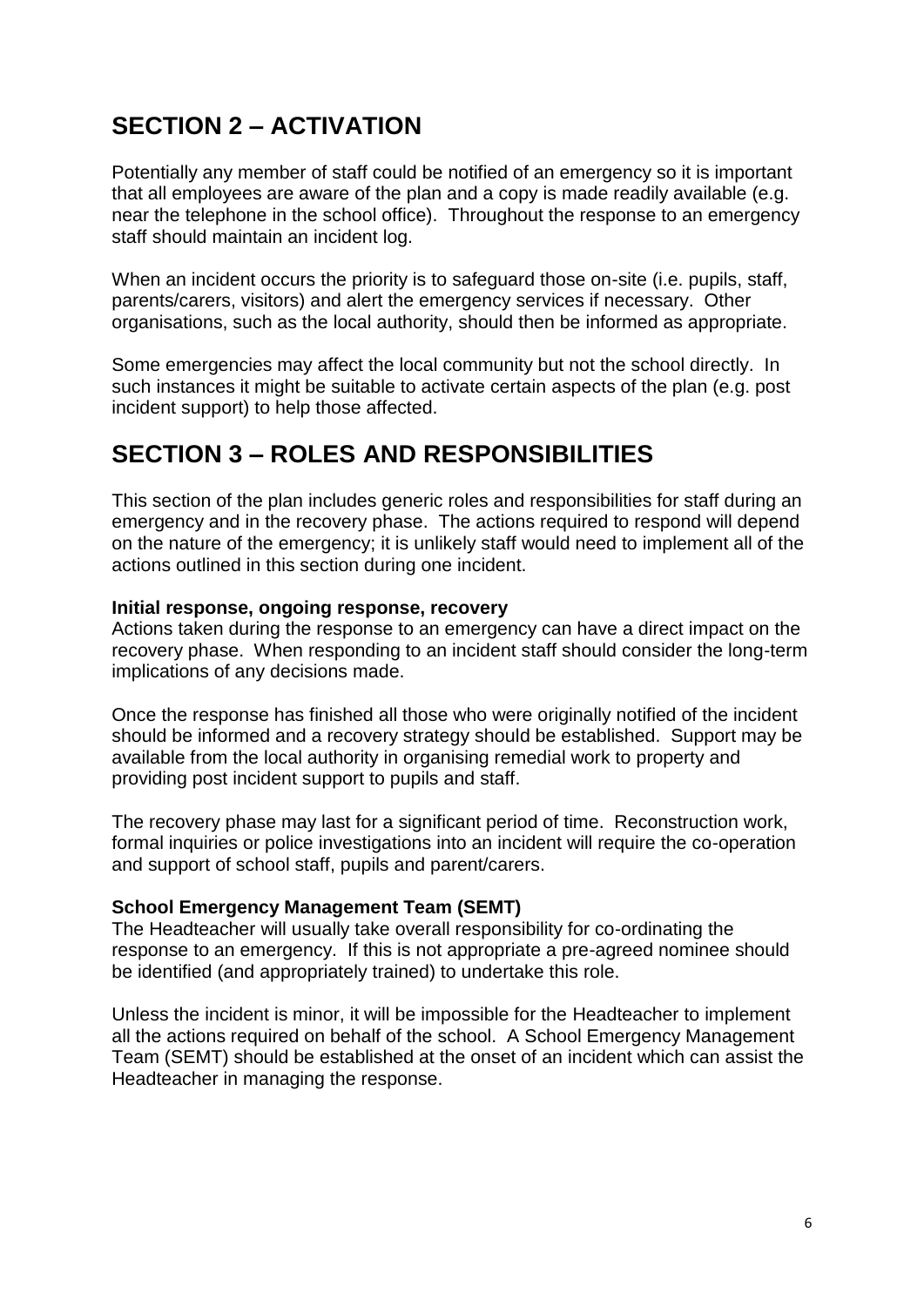## SECTION 2 – ACTIVATION

Potentially any member of staff could be notified of an emergency so it is important that all employees are aware of the plan and a copy is made readily available (e.g. near the telephone in the school office). Throughout the response to an emergency staff should maintain an incident log.

When an incident occurs the priority is to safeguard those on-site (i.e. pupils, staff, parents/carers, visitors) and alert the emergency services if necessary. Other organisations, such as the local authority, should then be informed as appropriate.

Some emergencies may affect the local community but not the school directly. In such instances it might be suitable to activate certain aspects of the plan (e.g. post incident support) to help those affected.

## SECTION 3 – ROLES AND RESPONSIBILITIES

This section of the plan includes generic roles and responsibilities for staff during an emergency and in the recovery phase. The actions required to respond will depend on the nature of the emergency; it is unlikely staff would need to implement all of the actions outlined in this section during one incident.

**Initial response, ongoing response, recovery**

Actions taken during the response to an emergency can have a direct impact on the recovery phase. When responding to an incident staff should consider the long-term implications of any decisions made.

Once the response has finished all those who were originally notified of the incident should be informed and a recovery strategy should be established. Support may be available from the local authority in organising remedial work to property and providing post incident support to pupils and staff.

The recovery phase may last for a significant period of time. Reconstruction work, formal inquiries or police investigations into an incident will require the co-operation and support of school staff, pupils and parent/carers.

**School Emergency Management Team (SEMT)**

The Headteacher will usually take overall responsibility for co-ordinating the response to an emergency. If this is not appropriate a pre-agreed nominee should be identified (and appropriately trained) to undertake this role.

Unless the incident is minor, it will be impossible for the Headteacher to implement all the actions required on behalf of the school. A School Emergency Management Team (SEMT) should be established at the onset of an incident which can assist the Headteacher in managing the response.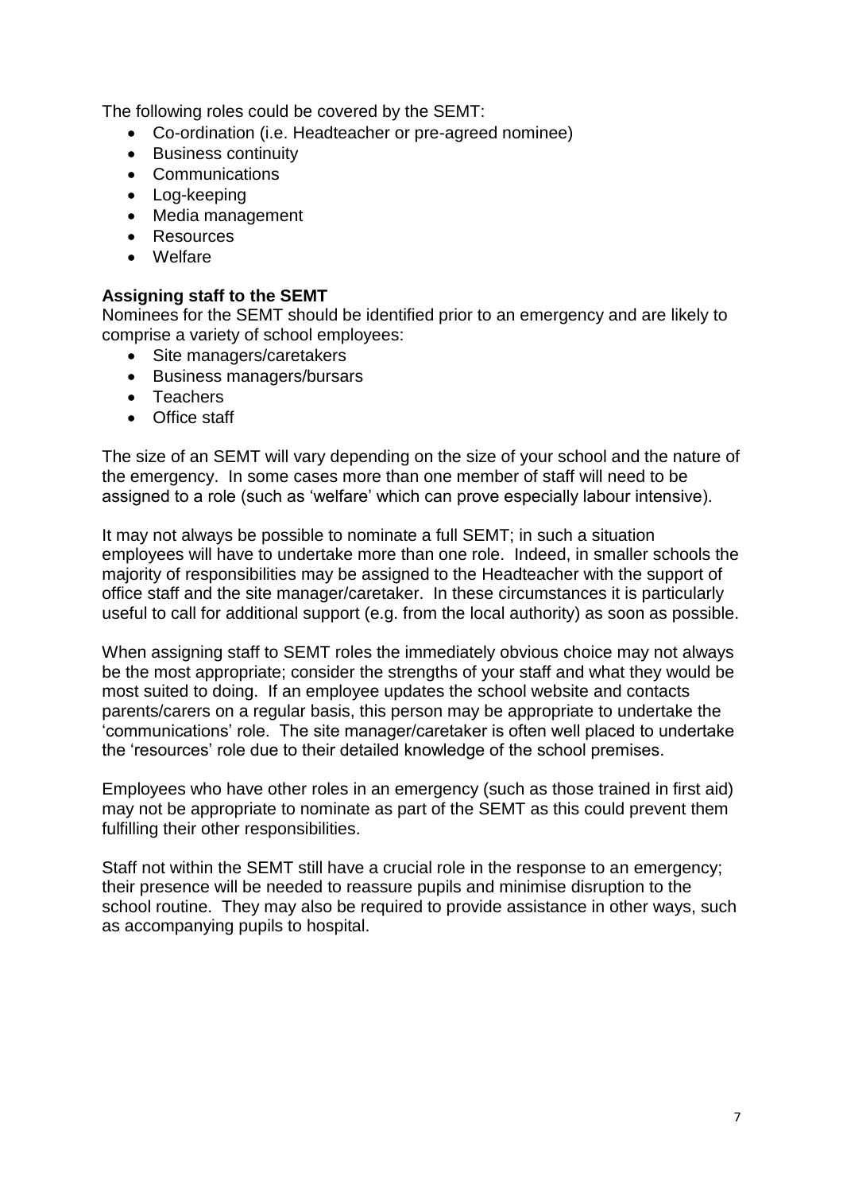The following roles could be covered by the SEMT:

- Co-ordination (i.e. Headteacher or pre-agreed nominee)
- Business continuity
- Communications
- Log-keeping
- Media management
- Resources
- Welfare

**Assigning staff to the SEMT**

Nominees for the SEMT should be identified prior to an emergency and are likely to comprise a variety of school employees:

- Site managers/caretakers
- Business managers/bursars
- Teachers
- Office staff

The size of an SEMT will vary depending on the size of your school and the nature of the emergency. In some cases more than one member of staff will need to be assigned to a role (such as 'welfare' which can prove especially labour intensive).

It may not always be possible to nominate a full SEMT; in such a situation employees will have to undertake more than one role. Indeed, in smaller schools the majority of responsibilities may be assigned to the Headteacher with the support of office staff and the site manager/caretaker. In these circumstances it is particularly useful to call for additional support (e.g. from the local authority) as soon as possible.

When assigning staff to SEMT roles the immediately obvious choice may not always be the most appropriate; consider the strengths of your staff and what they would be most suited to doing. If an employee updates the school website and contacts parents/carers on a regular basis, this person may be appropriate to undertake the 'communications' role. The site manager/caretaker is often well placed to undertake the 'resources' role due to their detailed knowledge of the school premises.

Employees who have other roles in an emergency (such as those trained in first aid) may not be appropriate to nominate as part of the SEMT as this could prevent them fulfilling their other responsibilities.

Staff not within the SEMT still have a crucial role in the response to an emergency; their presence will be needed to reassure pupils and minimise disruption to the school routine. They may also be required to provide assistance in other ways, such as accompanying pupils to hospital.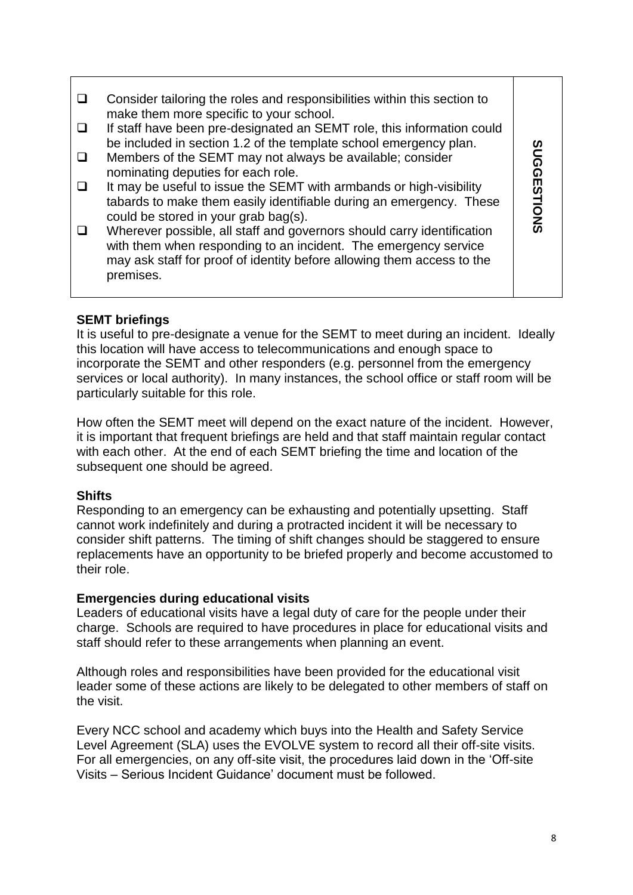| | SUGGESTIONS |
|---|---|
| ❑ Consider tailoring the roles and responsibilities within this section to make them more specific to your school.<br>❑ If staff have been pre-designated an SEMT role, this information could be included in section 1.2 of the template school emergency plan.<br>❑ Members of the SEMT may not always be available; consider nominating deputies for each role.<br>❑ It may be useful to issue the SEMT with armbands or high-visibility tabards to make them easily identifiable during an emergency. These could be stored in your grab bag(s).<br>❑ Wherever possible, all staff and governors should carry identification with them when responding to an incident. The emergency service may ask staff for proof of identity before allowing them access to the premises. | |

**SEMT briefings**

It is useful to pre-designate a venue for the SEMT to meet during an incident. Ideally this location will have access to telecommunications and enough space to incorporate the SEMT and other responders (e.g. personnel from the emergency services or local authority). In many instances, the school office or staff room will be particularly suitable for this role.

How often the SEMT meet will depend on the exact nature of the incident. However, it is important that frequent briefings are held and that staff maintain regular contact with each other. At the end of each SEMT briefing the time and location of the subsequent one should be agreed.

**Shifts**

Responding to an emergency can be exhausting and potentially upsetting. Staff cannot work indefinitely and during a protracted incident it will be necessary to consider shift patterns. The timing of shift changes should be staggered to ensure replacements have an opportunity to be briefed properly and become accustomed to their role.

**Emergencies during educational visits**

Leaders of educational visits have a legal duty of care for the people under their charge. Schools are required to have procedures in place for educational visits and staff should refer to these arrangements when planning an event.

Although roles and responsibilities have been provided for the educational visit leader some of these actions are likely to be delegated to other members of staff on the visit.

Every NCC school and academy which buys into the Health and Safety Service Level Agreement (SLA) uses the EVOLVE system to record all their off-site visits. For all emergencies, on any off-site visit, the procedures laid down in the 'Off-site Visits – Serious Incident Guidance' document must be followed.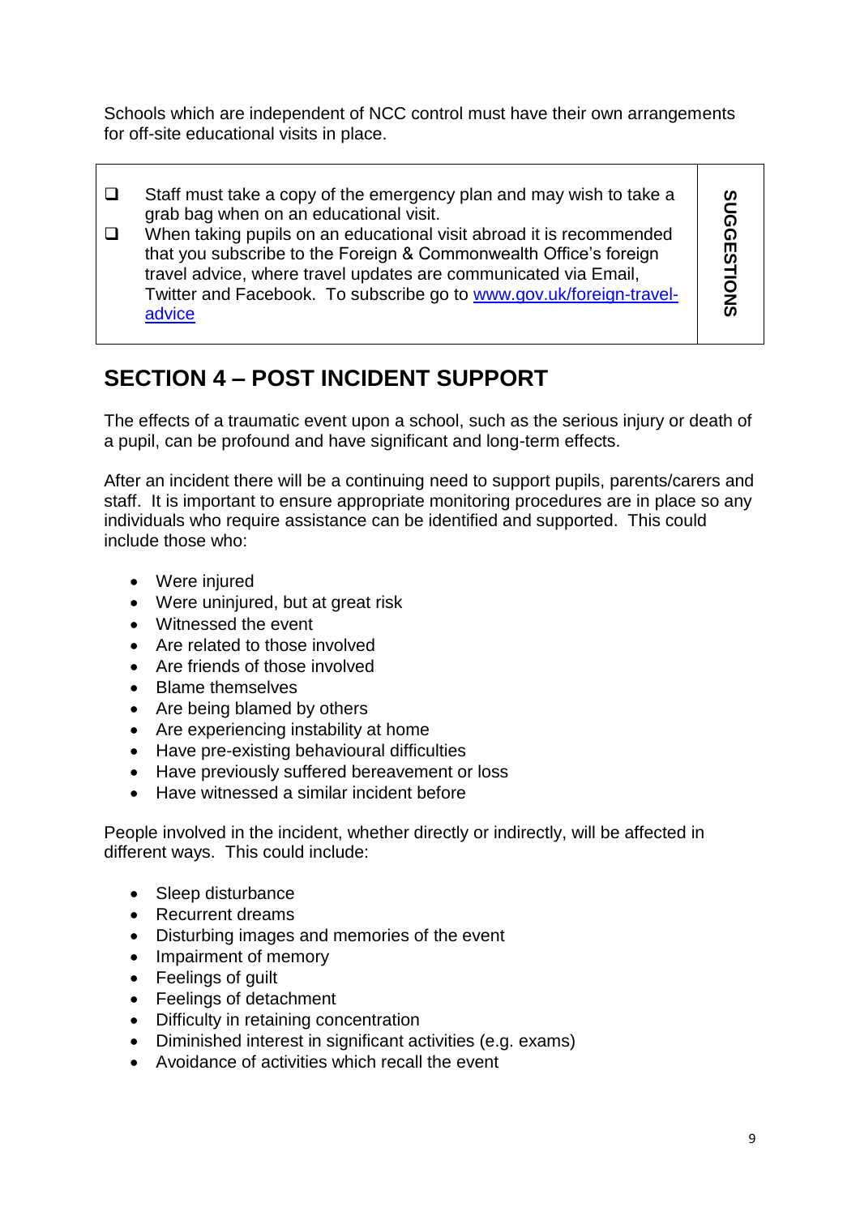Schools which are independent of NCC control must have their own arrangements for off-site educational visits in place.

| | SUGGESTIONS |
|---|---|
| ❑ Staff must take a copy of the emergency plan and may wish to take a grab bag when on an educational visit.<br>❑ When taking pupils on an educational visit abroad it is recommended that you subscribe to the Foreign & Commonwealth Office's foreign travel advice, where travel updates are communicated via Email, Twitter and Facebook. To subscribe go to [www.gov.uk/foreign-travel-advice](http://www.gov.uk/foreign-travel-advice) | |

## SECTION 4 – POST INCIDENT SUPPORT

The effects of a traumatic event upon a school, such as the serious injury or death of a pupil, can be profound and have significant and long-term effects.

After an incident there will be a continuing need to support pupils, parents/carers and staff. It is important to ensure appropriate monitoring procedures are in place so any individuals who require assistance can be identified and supported. This could include those who:

- Were injured
- Were uninjured, but at great risk
- Witnessed the event
- Are related to those involved
- Are friends of those involved
- Blame themselves
- Are being blamed by others
- Are experiencing instability at home
- Have pre-existing behavioural difficulties
- Have previously suffered bereavement or loss
- Have witnessed a similar incident before

People involved in the incident, whether directly or indirectly, will be affected in different ways. This could include:

- Sleep disturbance
- Recurrent dreams
- Disturbing images and memories of the event
- Impairment of memory
- Feelings of guilt
- Feelings of detachment
- Difficulty in retaining concentration
- Diminished interest in significant activities (e.g. exams)
- Avoidance of activities which recall the event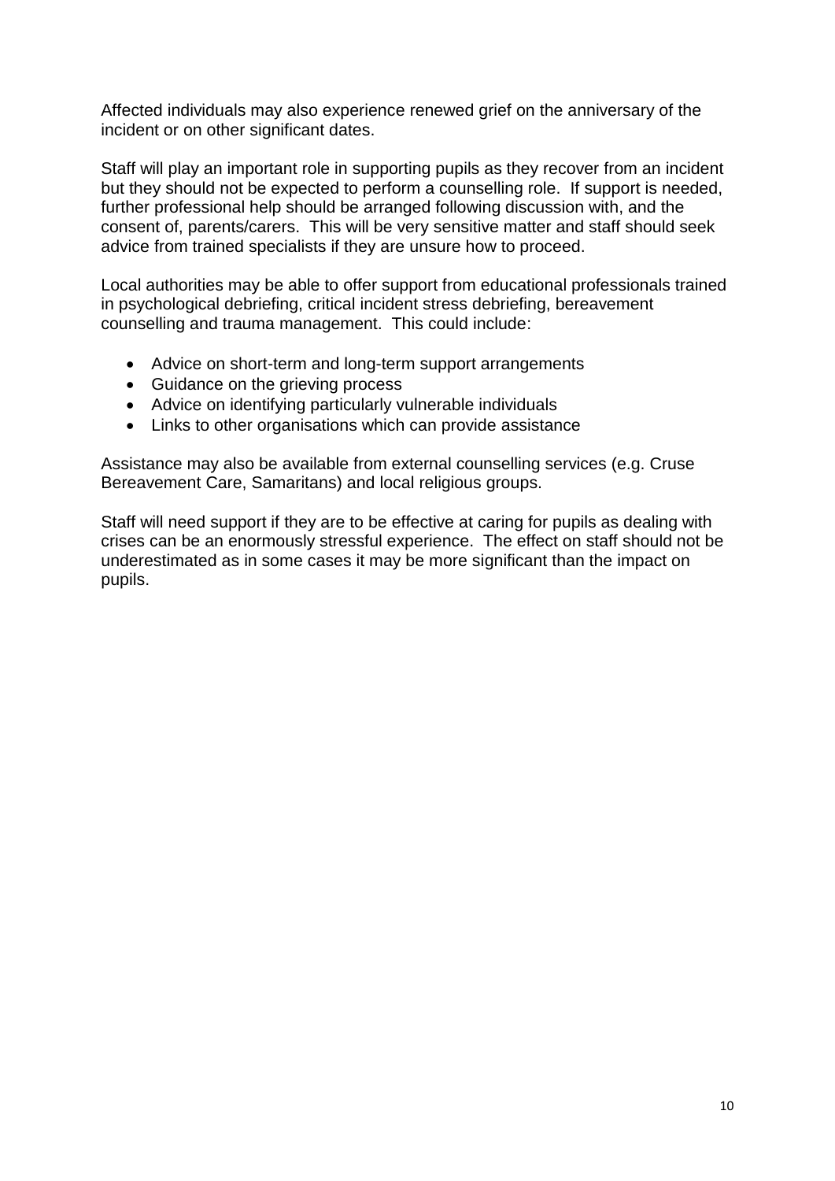Affected individuals may also experience renewed grief on the anniversary of the incident or on other significant dates.

Staff will play an important role in supporting pupils as they recover from an incident but they should not be expected to perform a counselling role. If support is needed, further professional help should be arranged following discussion with, and the consent of, parents/carers. This will be very sensitive matter and staff should seek advice from trained specialists if they are unsure how to proceed.

Local authorities may be able to offer support from educational professionals trained in psychological debriefing, critical incident stress debriefing, bereavement counselling and trauma management. This could include:

- Advice on short-term and long-term support arrangements
- Guidance on the grieving process
- Advice on identifying particularly vulnerable individuals
- Links to other organisations which can provide assistance

Assistance may also be available from external counselling services (e.g. Cruse Bereavement Care, Samaritans) and local religious groups.

Staff will need support if they are to be effective at caring for pupils as dealing with crises can be an enormously stressful experience. The effect on staff should not be underestimated as in some cases it may be more significant than the impact on pupils.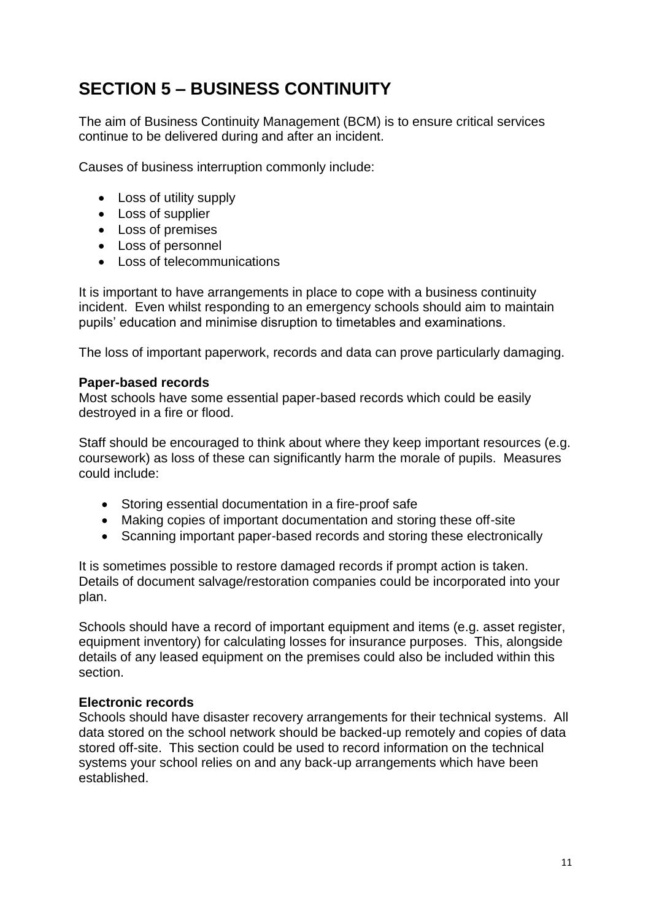# SECTION 5 – BUSINESS CONTINUITY

The aim of Business Continuity Management (BCM) is to ensure critical services continue to be delivered during and after an incident.

Causes of business interruption commonly include:

- Loss of utility supply
- Loss of supplier
- Loss of premises
- Loss of personnel
- Loss of telecommunications

It is important to have arrangements in place to cope with a business continuity incident. Even whilst responding to an emergency schools should aim to maintain pupils' education and minimise disruption to timetables and examinations.

The loss of important paperwork, records and data can prove particularly damaging.

**Paper-based records**
Most schools have some essential paper-based records which could be easily destroyed in a fire or flood.

Staff should be encouraged to think about where they keep important resources (e.g. coursework) as loss of these can significantly harm the morale of pupils. Measures could include:

- Storing essential documentation in a fire-proof safe
- Making copies of important documentation and storing these off-site
- Scanning important paper-based records and storing these electronically

It is sometimes possible to restore damaged records if prompt action is taken. Details of document salvage/restoration companies could be incorporated into your plan.

Schools should have a record of important equipment and items (e.g. asset register, equipment inventory) for calculating losses for insurance purposes. This, alongside details of any leased equipment on the premises could also be included within this section.

**Electronic records**
Schools should have disaster recovery arrangements for their technical systems. All data stored on the school network should be backed-up remotely and copies of data stored off-site. This section could be used to record information on the technical systems your school relies on and any back-up arrangements which have been established.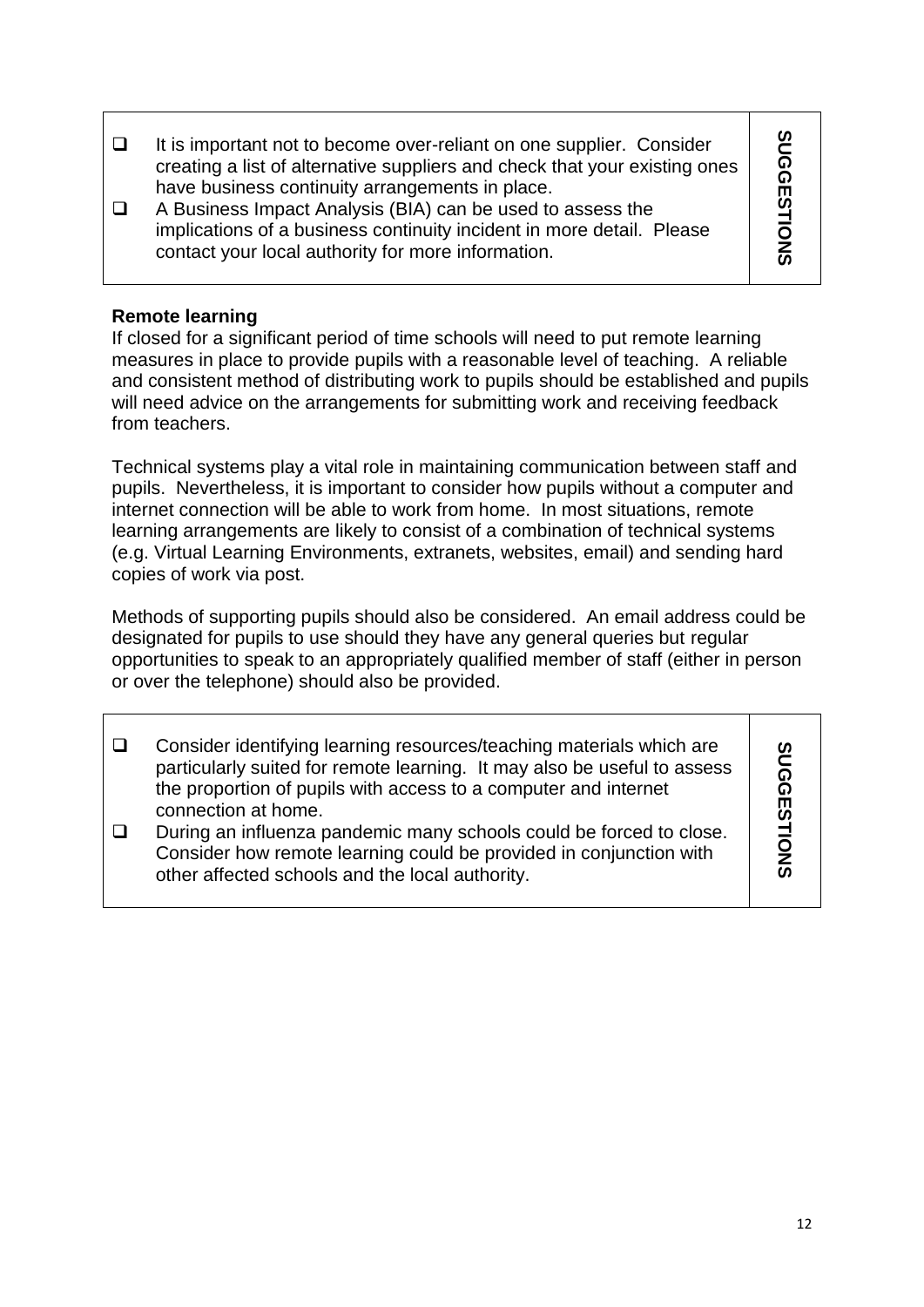| | | |
|---|---|---|
| ❑ | It is important not to become over-reliant on one supplier. Consider creating a list of alternative suppliers and check that your existing ones have business continuity arrangements in place. | **SUGGESTIONS** |
| ❑ | A Business Impact Analysis (BIA) can be used to assess the implications of a business continuity incident in more detail. Please contact your local authority for more information. | |

**Remote learning**

If closed for a significant period of time schools will need to put remote learning measures in place to provide pupils with a reasonable level of teaching. A reliable and consistent method of distributing work to pupils should be established and pupils will need advice on the arrangements for submitting work and receiving feedback from teachers.

Technical systems play a vital role in maintaining communication between staff and pupils. Nevertheless, it is important to consider how pupils without a computer and internet connection will be able to work from home. In most situations, remote learning arrangements are likely to consist of a combination of technical systems (e.g. Virtual Learning Environments, extranets, websites, email) and sending hard copies of work via post.

Methods of supporting pupils should also be considered. An email address could be designated for pupils to use should they have any general queries but regular opportunities to speak to an appropriately qualified member of staff (either in person or over the telephone) should also be provided.

| | | |
|---|---|---|
| ❑ | Consider identifying learning resources/teaching materials which are particularly suited for remote learning. It may also be useful to assess the proportion of pupils with access to a computer and internet connection at home. | **SUGGESTIONS** |
| ❑ | During an influenza pandemic many schools could be forced to close. Consider how remote learning could be provided in conjunction with other affected schools and the local authority. | |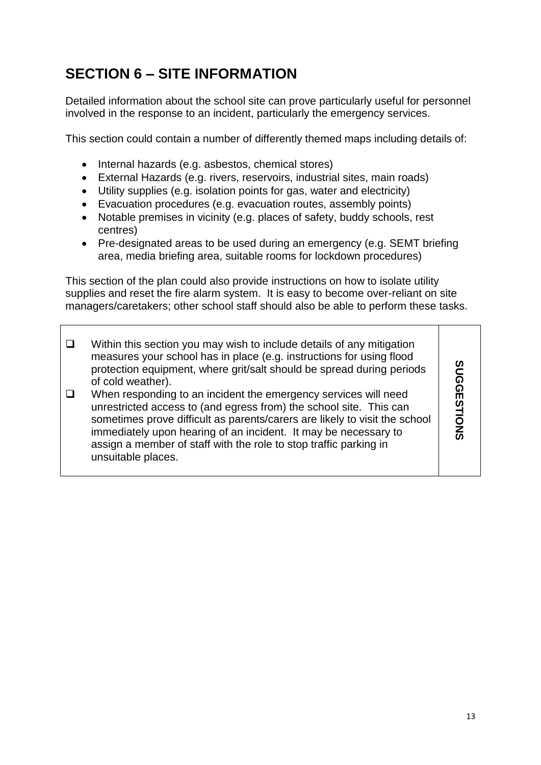# SECTION 6 – SITE INFORMATION

Detailed information about the school site can prove particularly useful for personnel involved in the response to an incident, particularly the emergency services.

This section could contain a number of differently themed maps including details of:

- Internal hazards (e.g. asbestos, chemical stores)
- External Hazards (e.g. rivers, reservoirs, industrial sites, main roads)
- Utility supplies (e.g. isolation points for gas, water and electricity)
- Evacuation procedures (e.g. evacuation routes, assembly points)
- Notable premises in vicinity (e.g. places of safety, buddy schools, rest centres)
- Pre-designated areas to be used during an emergency (e.g. SEMT briefing area, media briefing area, suitable rooms for lockdown procedures)

This section of the plan could also provide instructions on how to isolate utility supplies and reset the fire alarm system. It is easy to become over-reliant on site managers/caretakers; other school staff should also be able to perform these tasks.

| | SUGGESTIONS |
|---|---|
| ❑ Within this section you may wish to include details of any mitigation measures your school has in place (e.g. instructions for using flood protection equipment, where grit/salt should be spread during periods of cold weather).<br>❑ When responding to an incident the emergency services will need unrestricted access to (and egress from) the school site. This can sometimes prove difficult as parents/carers are likely to visit the school immediately upon hearing of an incident. It may be necessary to assign a member of staff with the role to stop traffic parking in unsuitable places. | |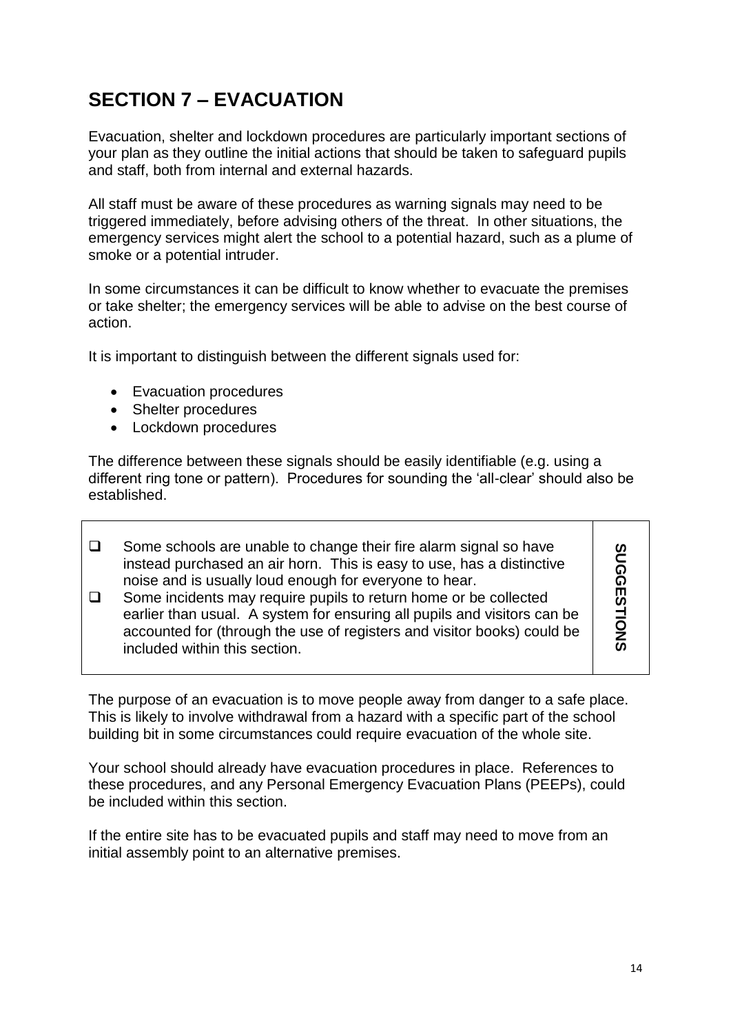## SECTION 7 – EVACUATION

Evacuation, shelter and lockdown procedures are particularly important sections of your plan as they outline the initial actions that should be taken to safeguard pupils and staff, both from internal and external hazards.

All staff must be aware of these procedures as warning signals may need to be triggered immediately, before advising others of the threat. In other situations, the emergency services might alert the school to a potential hazard, such as a plume of smoke or a potential intruder.

In some circumstances it can be difficult to know whether to evacuate the premises or take shelter; the emergency services will be able to advise on the best course of action.

It is important to distinguish between the different signals used for:

- Evacuation procedures
- Shelter procedures
- Lockdown procedures

The difference between these signals should be easily identifiable (e.g. using a different ring tone or pattern). Procedures for sounding the 'all-clear' should also be established.

| | SUGGESTIONS |
|---|---|
| ❑ Some schools are unable to change their fire alarm signal so have instead purchased an air horn. This is easy to use, has a distinctive noise and is usually loud enough for everyone to hear.<br>❑ Some incidents may require pupils to return home or be collected earlier than usual. A system for ensuring all pupils and visitors can be accounted for (through the use of registers and visitor books) could be included within this section. | |

The purpose of an evacuation is to move people away from danger to a safe place. This is likely to involve withdrawal from a hazard with a specific part of the school building bit in some circumstances could require evacuation of the whole site.

Your school should already have evacuation procedures in place. References to these procedures, and any Personal Emergency Evacuation Plans (PEEPs), could be included within this section.

If the entire site has to be evacuated pupils and staff may need to move from an initial assembly point to an alternative premises.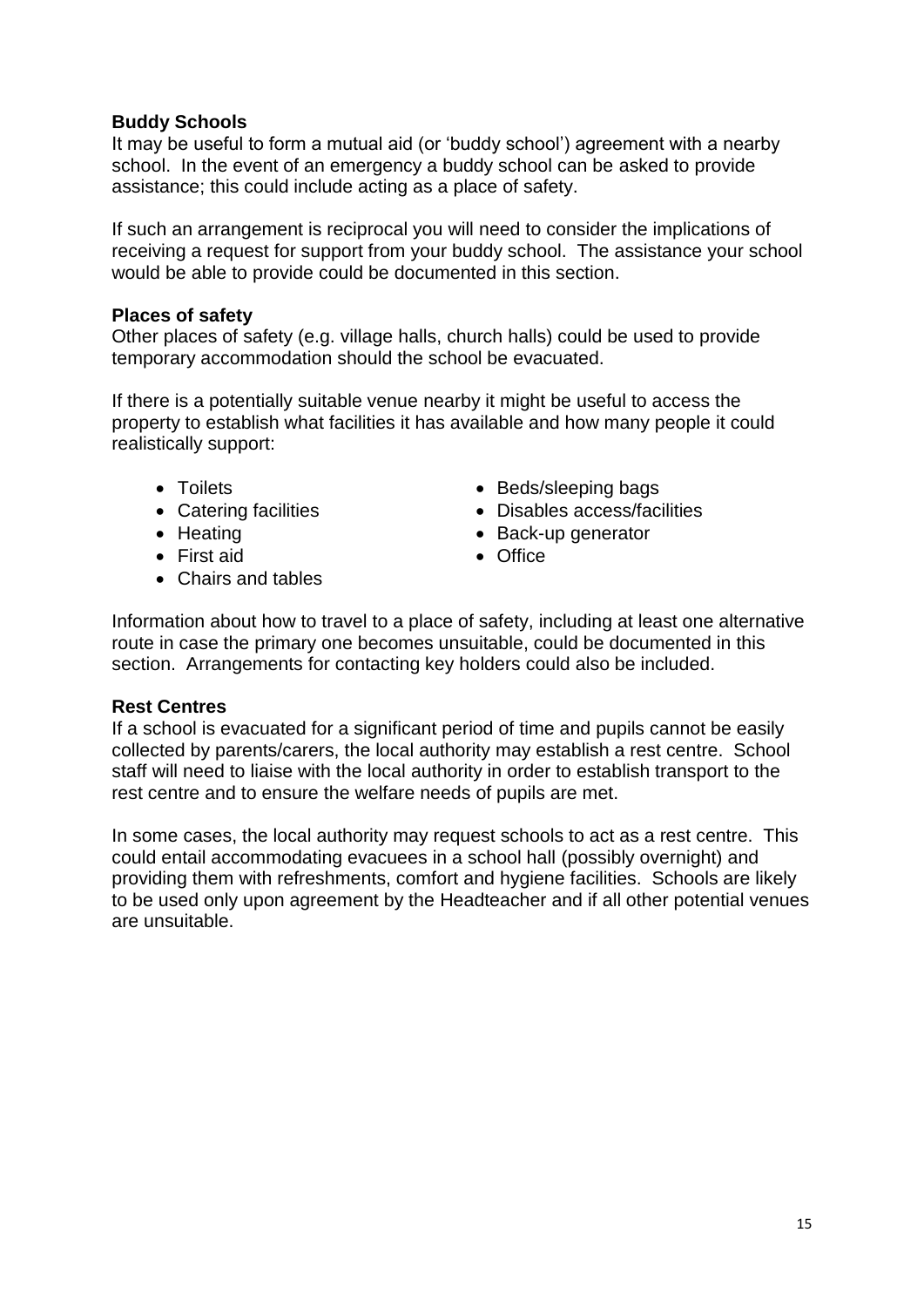**Buddy Schools**

It may be useful to form a mutual aid (or 'buddy school') agreement with a nearby school. In the event of an emergency a buddy school can be asked to provide assistance; this could include acting as a place of safety.

If such an arrangement is reciprocal you will need to consider the implications of receiving a request for support from your buddy school. The assistance your school would be able to provide could be documented in this section.

**Places of safety**

Other places of safety (e.g. village halls, church halls) could be used to provide temporary accommodation should the school be evacuated.

If there is a potentially suitable venue nearby it might be useful to access the property to establish what facilities it has available and how many people it could realistically support:

- Toilets
- Catering facilities
- Heating
- First aid
- Chairs and tables
- Beds/sleeping bags
- Disables access/facilities
- Back-up generator
- Office

Information about how to travel to a place of safety, including at least one alternative route in case the primary one becomes unsuitable, could be documented in this section. Arrangements for contacting key holders could also be included.

**Rest Centres**

If a school is evacuated for a significant period of time and pupils cannot be easily collected by parents/carers, the local authority may establish a rest centre. School staff will need to liaise with the local authority in order to establish transport to the rest centre and to ensure the welfare needs of pupils are met.

In some cases, the local authority may request schools to act as a rest centre. This could entail accommodating evacuees in a school hall (possibly overnight) and providing them with refreshments, comfort and hygiene facilities. Schools are likely to be used only upon agreement by the Headteacher and if all other potential venues are unsuitable.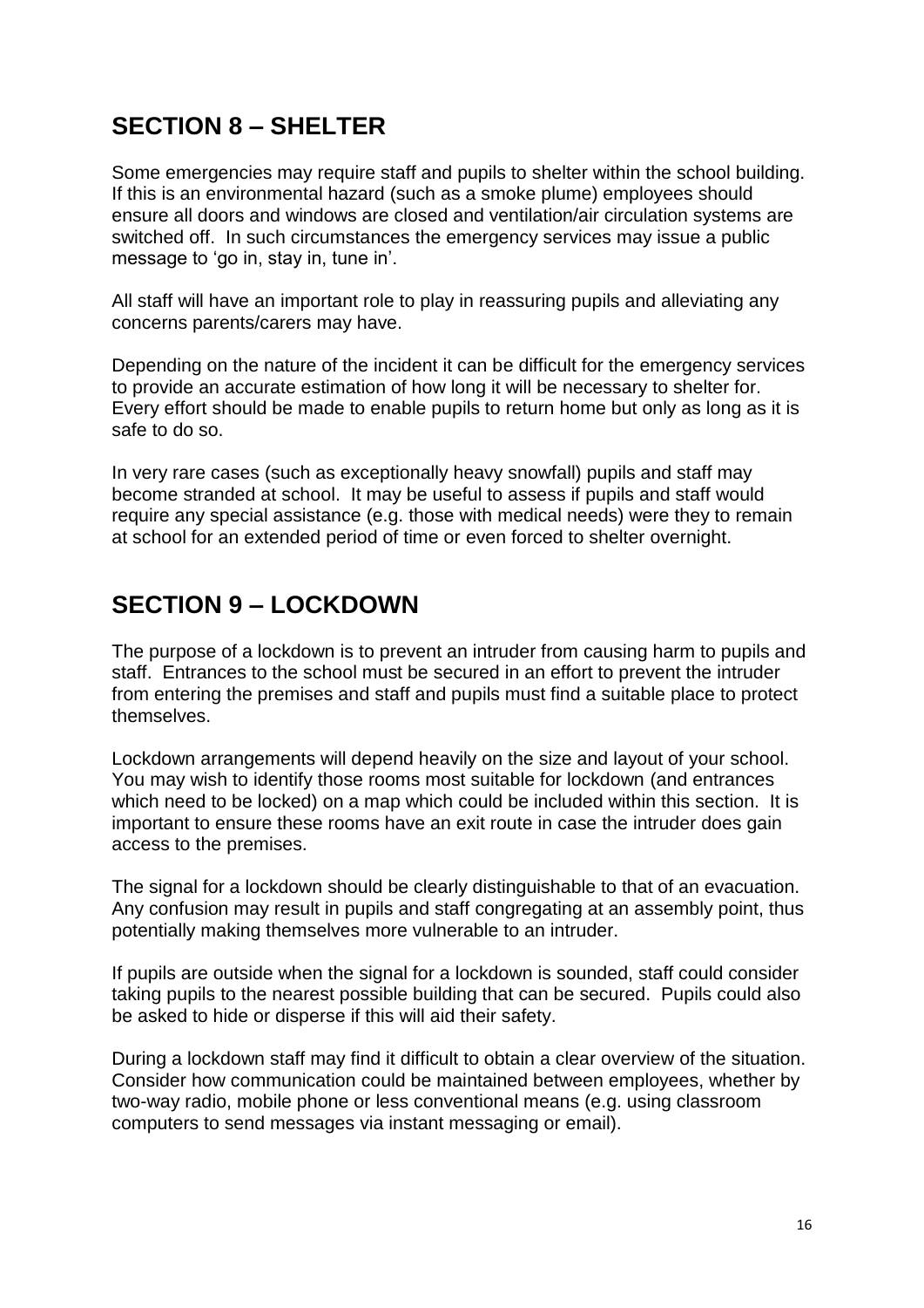## SECTION 8 – SHELTER

Some emergencies may require staff and pupils to shelter within the school building. If this is an environmental hazard (such as a smoke plume) employees should ensure all doors and windows are closed and ventilation/air circulation systems are switched off. In such circumstances the emergency services may issue a public message to 'go in, stay in, tune in'.

All staff will have an important role to play in reassuring pupils and alleviating any concerns parents/carers may have.

Depending on the nature of the incident it can be difficult for the emergency services to provide an accurate estimation of how long it will be necessary to shelter for. Every effort should be made to enable pupils to return home but only as long as it is safe to do so.

In very rare cases (such as exceptionally heavy snowfall) pupils and staff may become stranded at school. It may be useful to assess if pupils and staff would require any special assistance (e.g. those with medical needs) were they to remain at school for an extended period of time or even forced to shelter overnight.

## SECTION 9 – LOCKDOWN

The purpose of a lockdown is to prevent an intruder from causing harm to pupils and staff. Entrances to the school must be secured in an effort to prevent the intruder from entering the premises and staff and pupils must find a suitable place to protect themselves.

Lockdown arrangements will depend heavily on the size and layout of your school. You may wish to identify those rooms most suitable for lockdown (and entrances which need to be locked) on a map which could be included within this section. It is important to ensure these rooms have an exit route in case the intruder does gain access to the premises.

The signal for a lockdown should be clearly distinguishable to that of an evacuation. Any confusion may result in pupils and staff congregating at an assembly point, thus potentially making themselves more vulnerable to an intruder.

If pupils are outside when the signal for a lockdown is sounded, staff could consider taking pupils to the nearest possible building that can be secured. Pupils could also be asked to hide or disperse if this will aid their safety.

During a lockdown staff may find it difficult to obtain a clear overview of the situation. Consider how communication could be maintained between employees, whether by two-way radio, mobile phone or less conventional means (e.g. using classroom computers to send messages via instant messaging or email).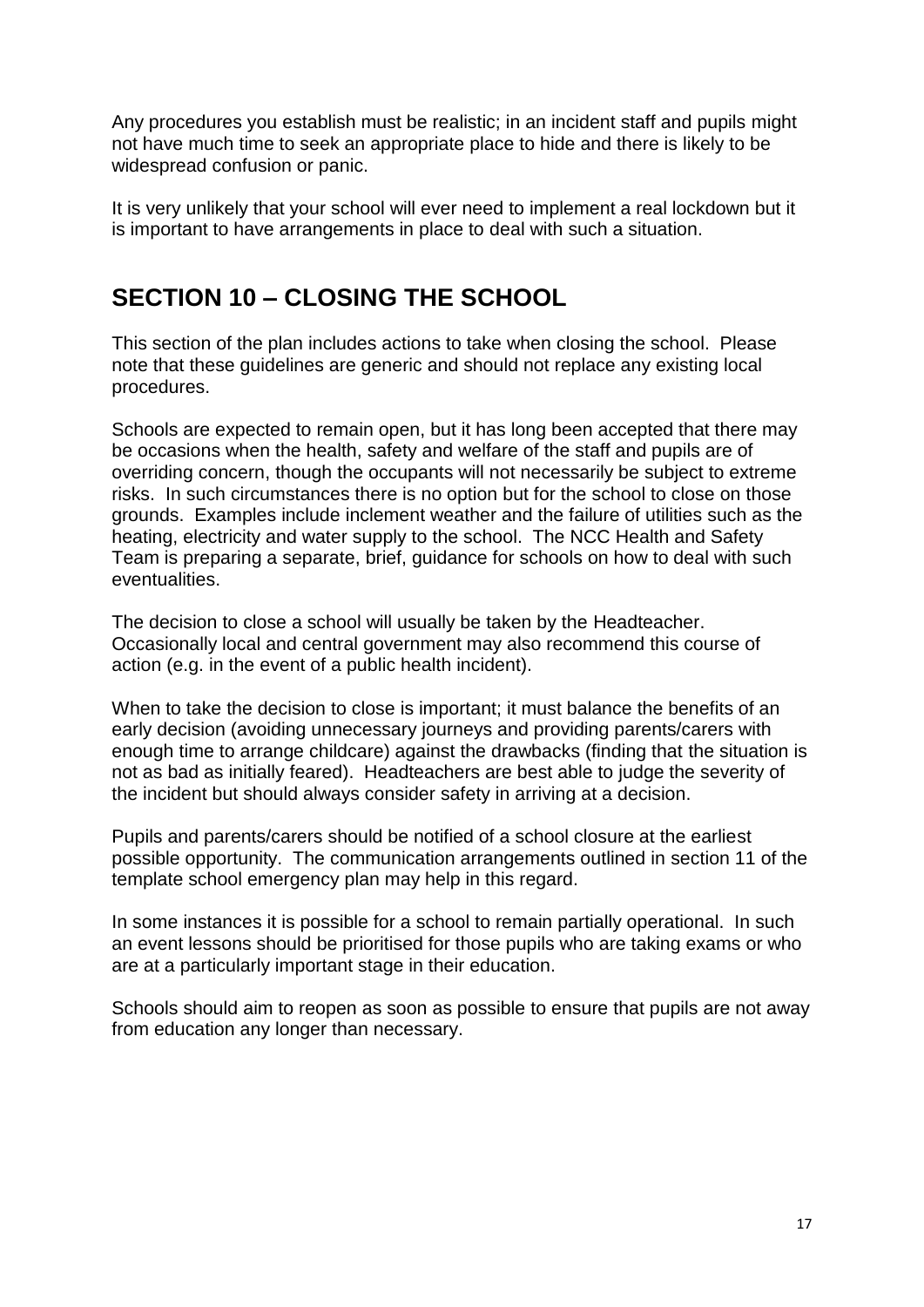Any procedures you establish must be realistic; in an incident staff and pupils might not have much time to seek an appropriate place to hide and there is likely to be widespread confusion or panic.

It is very unlikely that your school will ever need to implement a real lockdown but it is important to have arrangements in place to deal with such a situation.

## SECTION 10 – CLOSING THE SCHOOL

This section of the plan includes actions to take when closing the school. Please note that these guidelines are generic and should not replace any existing local procedures.

Schools are expected to remain open, but it has long been accepted that there may be occasions when the health, safety and welfare of the staff and pupils are of overriding concern, though the occupants will not necessarily be subject to extreme risks. In such circumstances there is no option but for the school to close on those grounds. Examples include inclement weather and the failure of utilities such as the heating, electricity and water supply to the school. The NCC Health and Safety Team is preparing a separate, brief, guidance for schools on how to deal with such eventualities.

The decision to close a school will usually be taken by the Headteacher. Occasionally local and central government may also recommend this course of action (e.g. in the event of a public health incident).

When to take the decision to close is important; it must balance the benefits of an early decision (avoiding unnecessary journeys and providing parents/carers with enough time to arrange childcare) against the drawbacks (finding that the situation is not as bad as initially feared). Headteachers are best able to judge the severity of the incident but should always consider safety in arriving at a decision.

Pupils and parents/carers should be notified of a school closure at the earliest possible opportunity. The communication arrangements outlined in section 11 of the template school emergency plan may help in this regard.

In some instances it is possible for a school to remain partially operational. In such an event lessons should be prioritised for those pupils who are taking exams or who are at a particularly important stage in their education.

Schools should aim to reopen as soon as possible to ensure that pupils are not away from education any longer than necessary.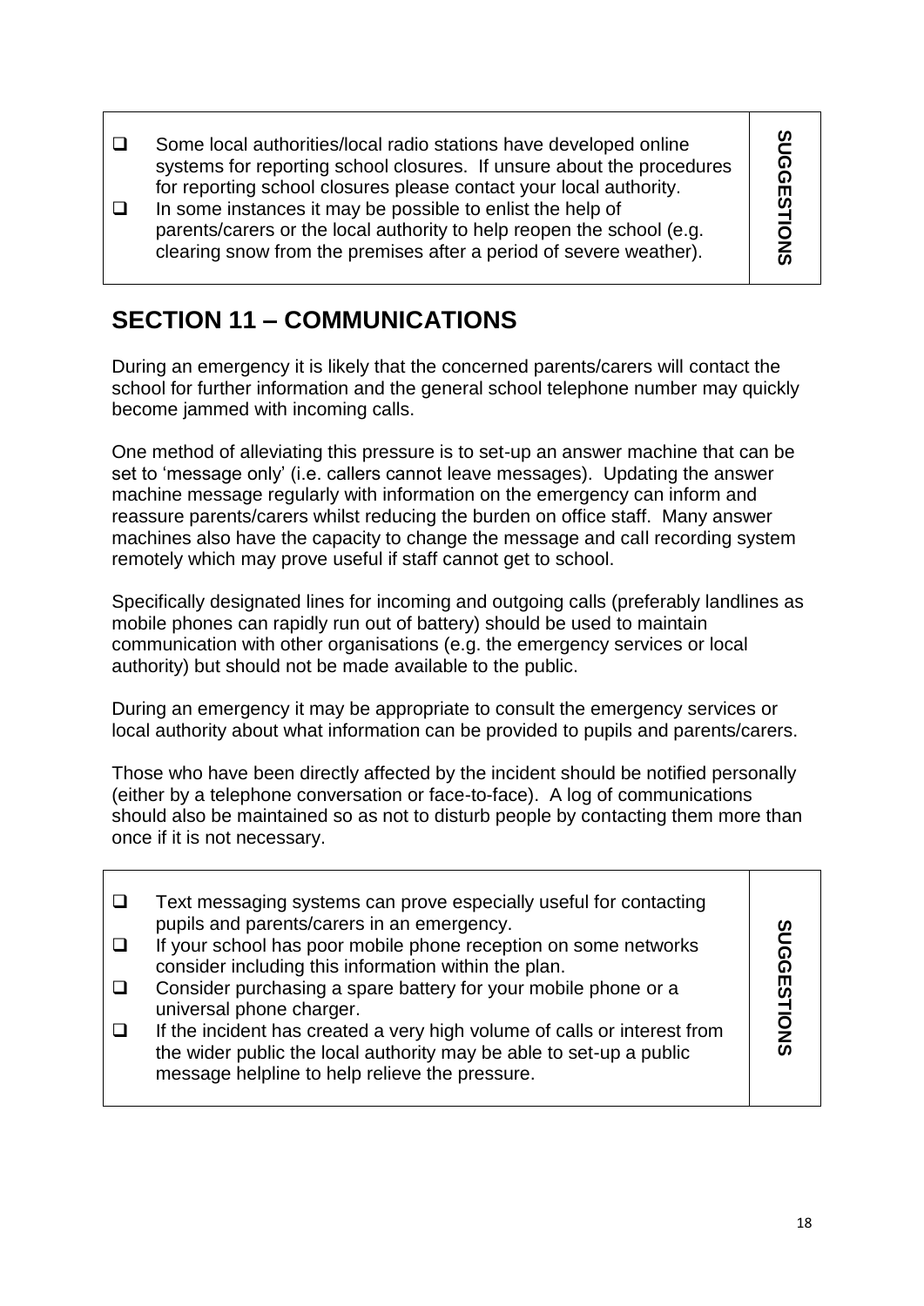| | |
|---|---|
| - Some local authorities/local radio stations have developed online systems for reporting school closures. If unsure about the procedures for reporting school closures please contact your local authority.<br>- In some instances it may be possible to enlist the help of parents/carers or the local authority to help reopen the school (e.g. clearing snow from the premises after a period of severe weather). | **SUGGESTIONS** |

## SECTION 11 – COMMUNICATIONS

During an emergency it is likely that the concerned parents/carers will contact the school for further information and the general school telephone number may quickly become jammed with incoming calls.

One method of alleviating this pressure is to set-up an answer machine that can be set to 'message only' (i.e. callers cannot leave messages). Updating the answer machine message regularly with information on the emergency can inform and reassure parents/carers whilst reducing the burden on office staff. Many answer machines also have the capacity to change the message and call recording system remotely which may prove useful if staff cannot get to school.

Specifically designated lines for incoming and outgoing calls (preferably landlines as mobile phones can rapidly run out of battery) should be used to maintain communication with other organisations (e.g. the emergency services or local authority) but should not be made available to the public.

During an emergency it may be appropriate to consult the emergency services or local authority about what information can be provided to pupils and parents/carers.

Those who have been directly affected by the incident should be notified personally (either by a telephone conversation or face-to-face). A log of communications should also be maintained so as not to disturb people by contacting them more than once if it is not necessary.

| | |
|---|---|
| - Text messaging systems can prove especially useful for contacting pupils and parents/carers in an emergency.<br>- If your school has poor mobile phone reception on some networks consider including this information within the plan.<br>- Consider purchasing a spare battery for your mobile phone or a universal phone charger.<br>- If the incident has created a very high volume of calls or interest from the wider public the local authority may be able to set-up a public message helpline to help relieve the pressure. | **SUGGESTIONS** |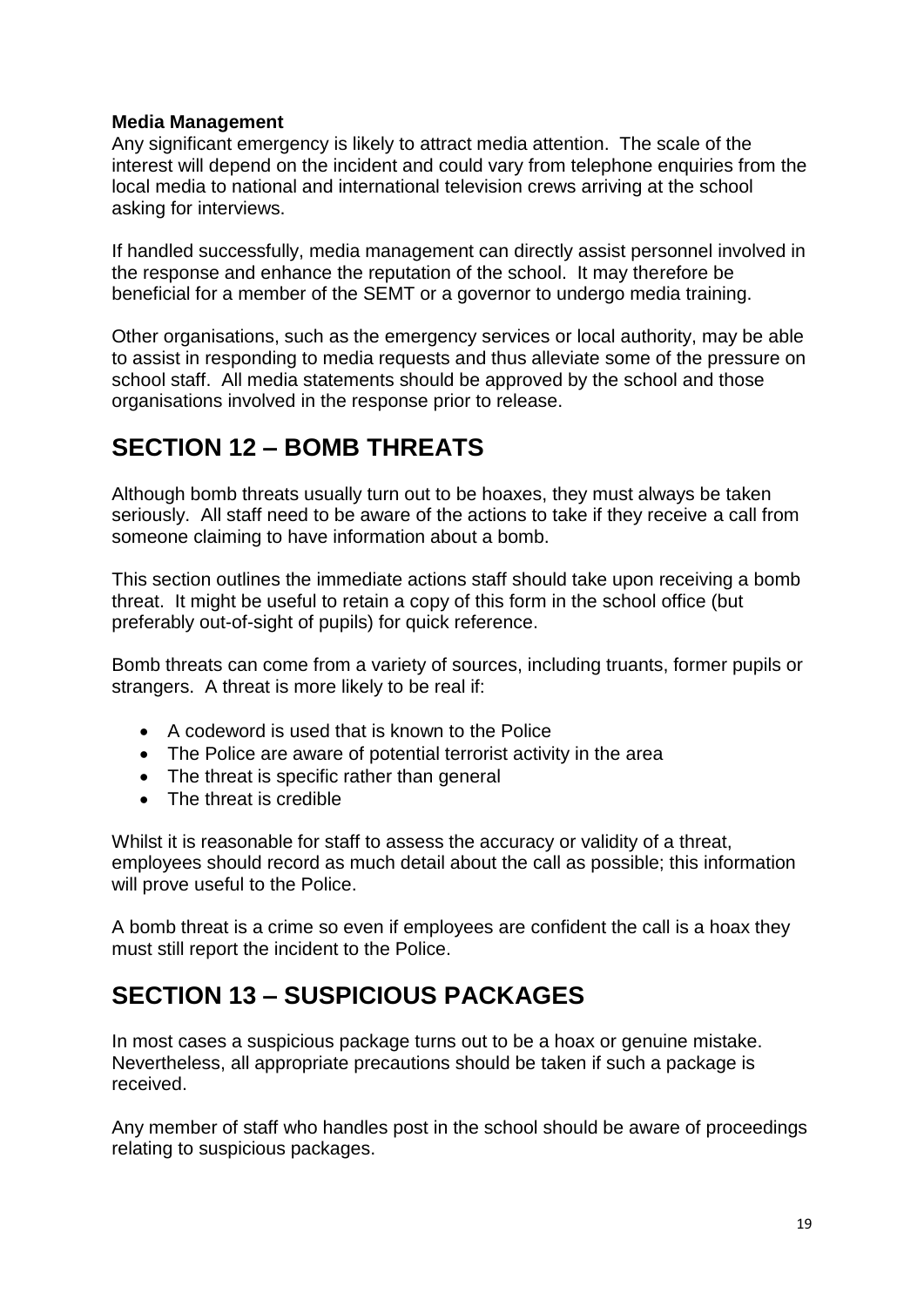**Media Management**

Any significant emergency is likely to attract media attention. The scale of the interest will depend on the incident and could vary from telephone enquiries from the local media to national and international television crews arriving at the school asking for interviews.

If handled successfully, media management can directly assist personnel involved in the response and enhance the reputation of the school. It may therefore be beneficial for a member of the SEMT or a governor to undergo media training.

Other organisations, such as the emergency services or local authority, may be able to assist in responding to media requests and thus alleviate some of the pressure on school staff. All media statements should be approved by the school and those organisations involved in the response prior to release.

# SECTION 12 – BOMB THREATS

Although bomb threats usually turn out to be hoaxes, they must always be taken seriously. All staff need to be aware of the actions to take if they receive a call from someone claiming to have information about a bomb.

This section outlines the immediate actions staff should take upon receiving a bomb threat. It might be useful to retain a copy of this form in the school office (but preferably out-of-sight of pupils) for quick reference.

Bomb threats can come from a variety of sources, including truants, former pupils or strangers. A threat is more likely to be real if:

- A codeword is used that is known to the Police
- The Police are aware of potential terrorist activity in the area
- The threat is specific rather than general
- The threat is credible

Whilst it is reasonable for staff to assess the accuracy or validity of a threat, employees should record as much detail about the call as possible; this information will prove useful to the Police.

A bomb threat is a crime so even if employees are confident the call is a hoax they must still report the incident to the Police.

# SECTION 13 – SUSPICIOUS PACKAGES

In most cases a suspicious package turns out to be a hoax or genuine mistake. Nevertheless, all appropriate precautions should be taken if such a package is received.

Any member of staff who handles post in the school should be aware of proceedings relating to suspicious packages.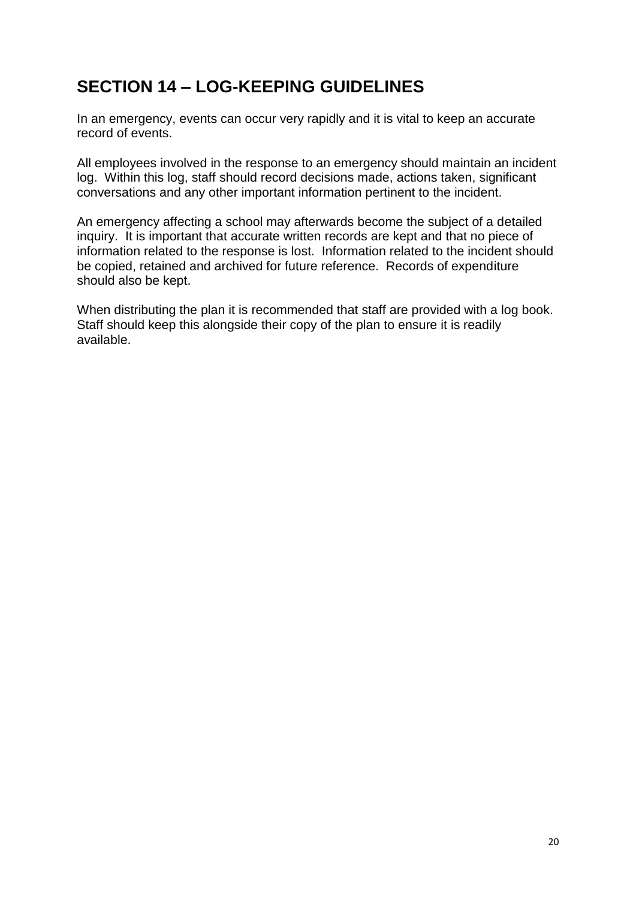## SECTION 14 – LOG-KEEPING GUIDELINES

In an emergency, events can occur very rapidly and it is vital to keep an accurate record of events.

All employees involved in the response to an emergency should maintain an incident log. Within this log, staff should record decisions made, actions taken, significant conversations and any other important information pertinent to the incident.

An emergency affecting a school may afterwards become the subject of a detailed inquiry. It is important that accurate written records are kept and that no piece of information related to the response is lost. Information related to the incident should be copied, retained and archived for future reference. Records of expenditure should also be kept.

When distributing the plan it is recommended that staff are provided with a log book. Staff should keep this alongside their copy of the plan to ensure it is readily available.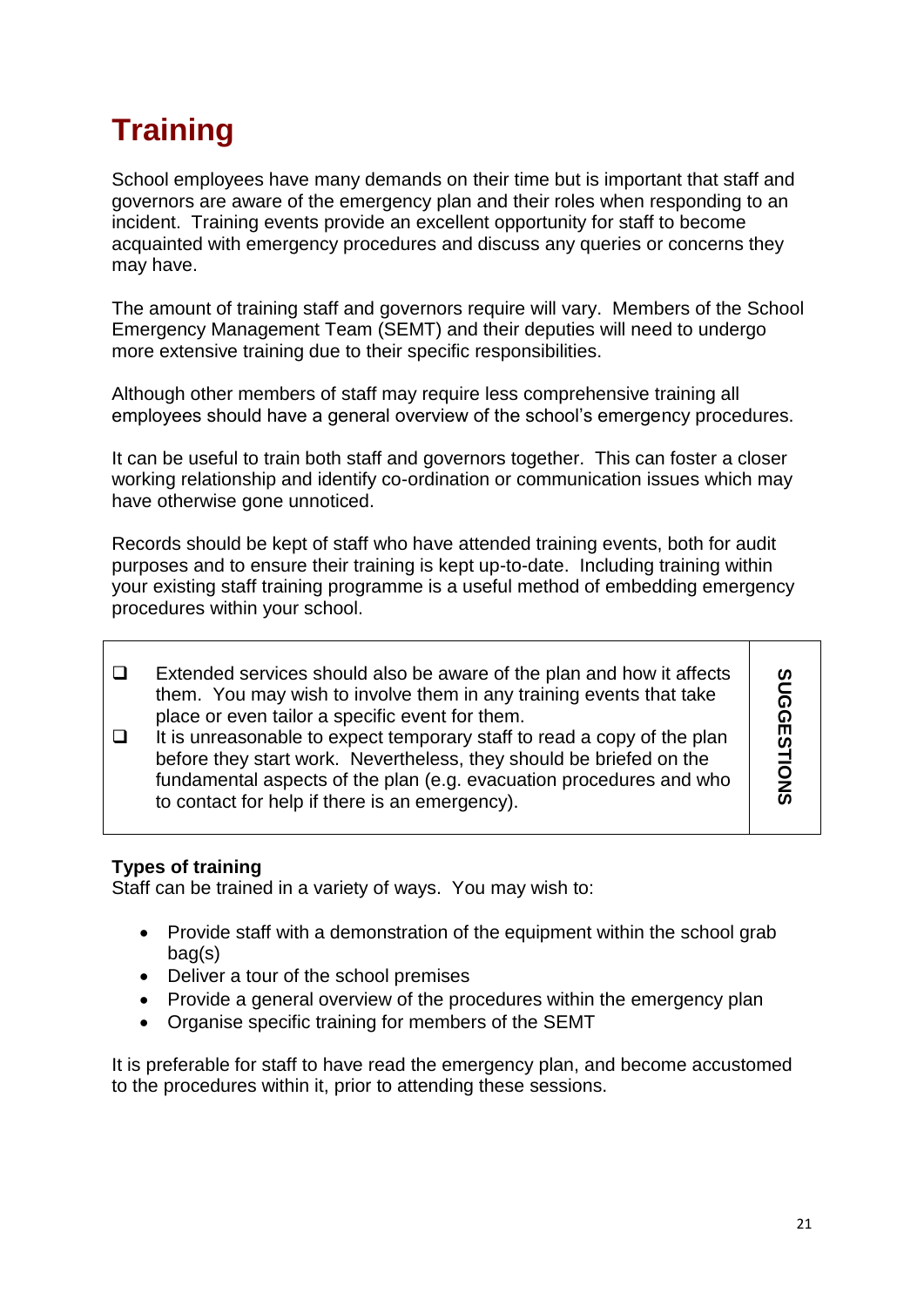# Training

School employees have many demands on their time but is important that staff and governors are aware of the emergency plan and their roles when responding to an incident. Training events provide an excellent opportunity for staff to become acquainted with emergency procedures and discuss any queries or concerns they may have.

The amount of training staff and governors require will vary. Members of the School Emergency Management Team (SEMT) and their deputies will need to undergo more extensive training due to their specific responsibilities.

Although other members of staff may require less comprehensive training all employees should have a general overview of the school's emergency procedures.

It can be useful to train both staff and governors together. This can foster a closer working relationship and identify co-ordination or communication issues which may have otherwise gone unnoticed.

Records should be kept of staff who have attended training events, both for audit purposes and to ensure their training is kept up-to-date. Including training within your existing staff training programme is a useful method of embedding emergency procedures within your school.

**SUGGESTIONS**

- ❑ Extended services should also be aware of the plan and how it affects them. You may wish to involve them in any training events that take place or even tailor a specific event for them.
- ❑ It is unreasonable to expect temporary staff to read a copy of the plan before they start work. Nevertheless, they should be briefed on the fundamental aspects of the plan (e.g. evacuation procedures and who to contact for help if there is an emergency).

**Types of training**

Staff can be trained in a variety of ways. You may wish to:

- Provide staff with a demonstration of the equipment within the school grab bag(s)
- Deliver a tour of the school premises
- Provide a general overview of the procedures within the emergency plan
- Organise specific training for members of the SEMT

It is preferable for staff to have read the emergency plan, and become accustomed to the procedures within it, prior to attending these sessions.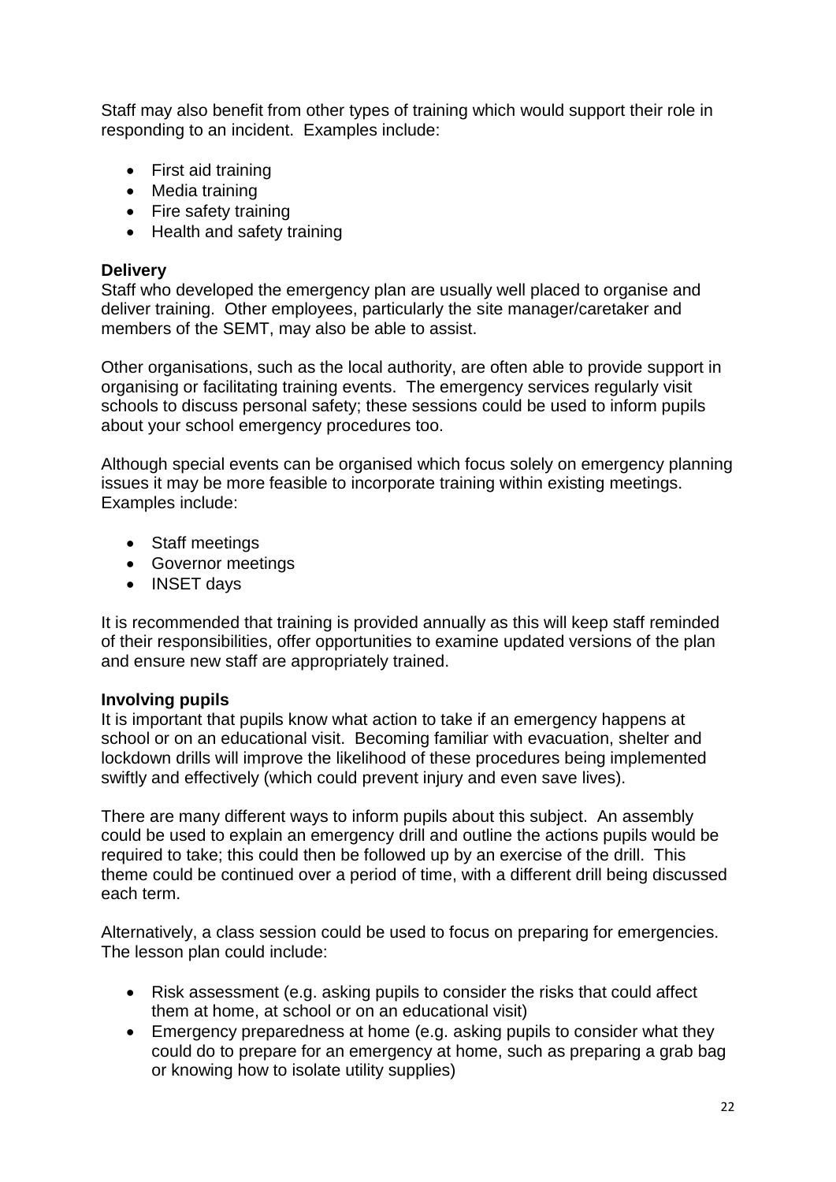Staff may also benefit from other types of training which would support their role in responding to an incident. Examples include:

- First aid training
- Media training
- Fire safety training
- Health and safety training

**Delivery**

Staff who developed the emergency plan are usually well placed to organise and deliver training. Other employees, particularly the site manager/caretaker and members of the SEMT, may also be able to assist.

Other organisations, such as the local authority, are often able to provide support in organising or facilitating training events. The emergency services regularly visit schools to discuss personal safety; these sessions could be used to inform pupils about your school emergency procedures too.

Although special events can be organised which focus solely on emergency planning issues it may be more feasible to incorporate training within existing meetings. Examples include:

- Staff meetings
- Governor meetings
- INSET days

It is recommended that training is provided annually as this will keep staff reminded of their responsibilities, offer opportunities to examine updated versions of the plan and ensure new staff are appropriately trained.

**Involving pupils**

It is important that pupils know what action to take if an emergency happens at school or on an educational visit. Becoming familiar with evacuation, shelter and lockdown drills will improve the likelihood of these procedures being implemented swiftly and effectively (which could prevent injury and even save lives).

There are many different ways to inform pupils about this subject. An assembly could be used to explain an emergency drill and outline the actions pupils would be required to take; this could then be followed up by an exercise of the drill. This theme could be continued over a period of time, with a different drill being discussed each term.

Alternatively, a class session could be used to focus on preparing for emergencies. The lesson plan could include:

- Risk assessment (e.g. asking pupils to consider the risks that could affect them at home, at school or on an educational visit)
- Emergency preparedness at home (e.g. asking pupils to consider what they could do to prepare for an emergency at home, such as preparing a grab bag or knowing how to isolate utility supplies)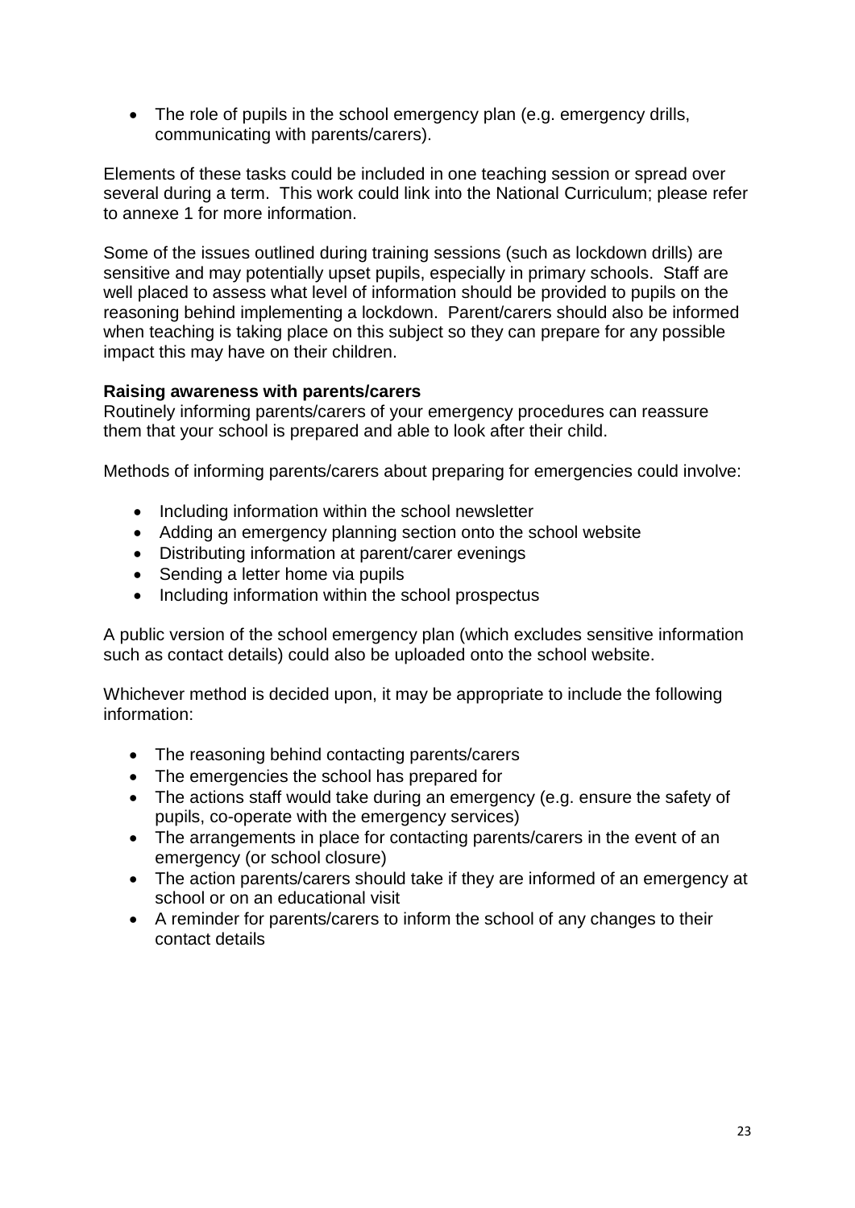- The role of pupils in the school emergency plan (e.g. emergency drills, communicating with parents/carers).

Elements of these tasks could be included in one teaching session or spread over several during a term. This work could link into the National Curriculum; please refer to annexe 1 for more information.

Some of the issues outlined during training sessions (such as lockdown drills) are sensitive and may potentially upset pupils, especially in primary schools. Staff are well placed to assess what level of information should be provided to pupils on the reasoning behind implementing a lockdown. Parent/carers should also be informed when teaching is taking place on this subject so they can prepare for any possible impact this may have on their children.

**Raising awareness with parents/carers**

Routinely informing parents/carers of your emergency procedures can reassure them that your school is prepared and able to look after their child.

Methods of informing parents/carers about preparing for emergencies could involve:

- Including information within the school newsletter
- Adding an emergency planning section onto the school website
- Distributing information at parent/carer evenings
- Sending a letter home via pupils
- Including information within the school prospectus

A public version of the school emergency plan (which excludes sensitive information such as contact details) could also be uploaded onto the school website.

Whichever method is decided upon, it may be appropriate to include the following information:

- The reasoning behind contacting parents/carers
- The emergencies the school has prepared for
- The actions staff would take during an emergency (e.g. ensure the safety of pupils, co-operate with the emergency services)
- The arrangements in place for contacting parents/carers in the event of an emergency (or school closure)
- The action parents/carers should take if they are informed of an emergency at school or on an educational visit
- A reminder for parents/carers to inform the school of any changes to their contact details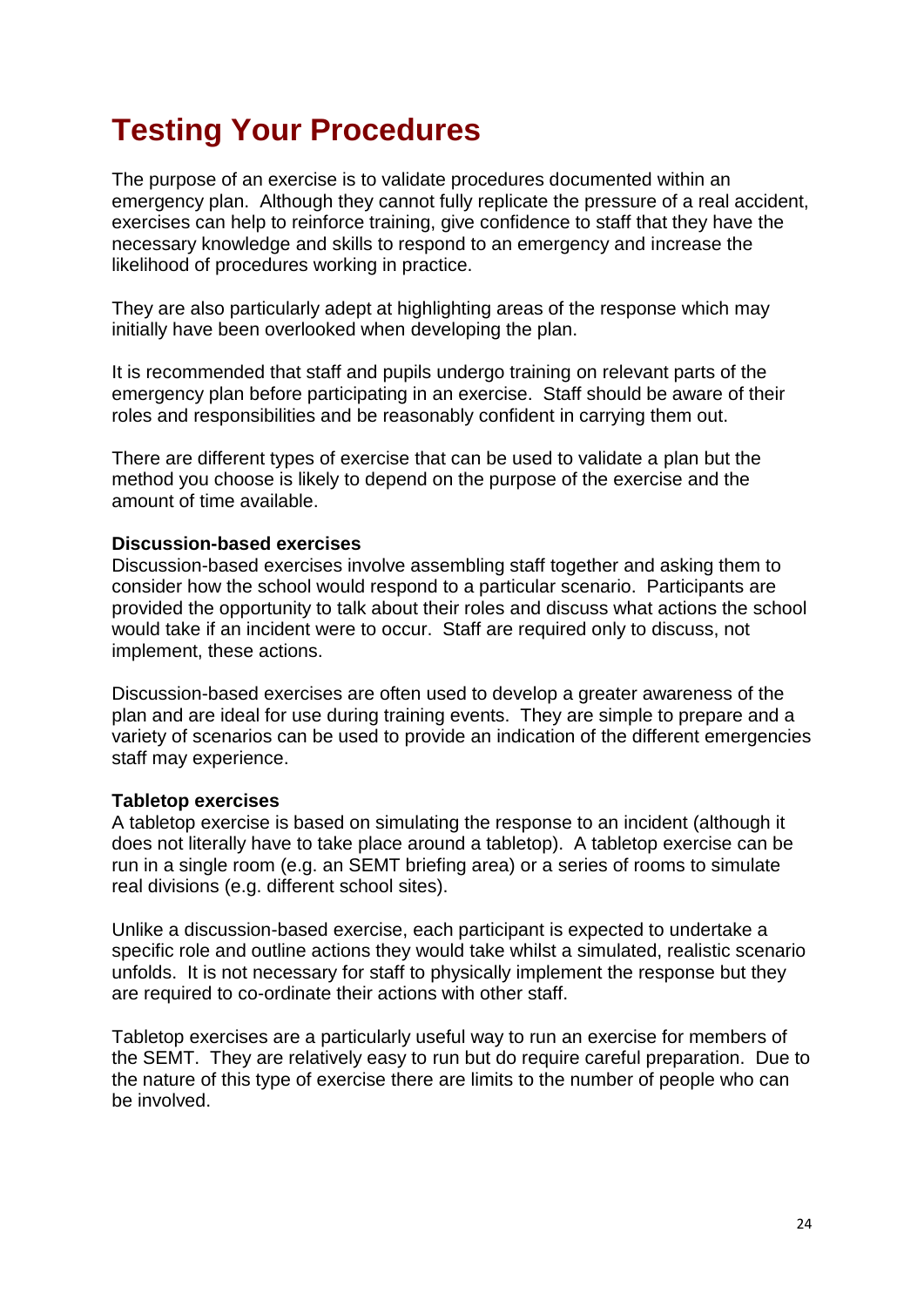# Testing Your Procedures

The purpose of an exercise is to validate procedures documented within an emergency plan. Although they cannot fully replicate the pressure of a real accident, exercises can help to reinforce training, give confidence to staff that they have the necessary knowledge and skills to respond to an emergency and increase the likelihood of procedures working in practice.

They are also particularly adept at highlighting areas of the response which may initially have been overlooked when developing the plan.

It is recommended that staff and pupils undergo training on relevant parts of the emergency plan before participating in an exercise. Staff should be aware of their roles and responsibilities and be reasonably confident in carrying them out.

There are different types of exercise that can be used to validate a plan but the method you choose is likely to depend on the purpose of the exercise and the amount of time available.

**Discussion-based exercises**

Discussion-based exercises involve assembling staff together and asking them to consider how the school would respond to a particular scenario. Participants are provided the opportunity to talk about their roles and discuss what actions the school would take if an incident were to occur. Staff are required only to discuss, not implement, these actions.

Discussion-based exercises are often used to develop a greater awareness of the plan and are ideal for use during training events. They are simple to prepare and a variety of scenarios can be used to provide an indication of the different emergencies staff may experience.

**Tabletop exercises**

A tabletop exercise is based on simulating the response to an incident (although it does not literally have to take place around a tabletop). A tabletop exercise can be run in a single room (e.g. an SEMT briefing area) or a series of rooms to simulate real divisions (e.g. different school sites).

Unlike a discussion-based exercise, each participant is expected to undertake a specific role and outline actions they would take whilst a simulated, realistic scenario unfolds. It is not necessary for staff to physically implement the response but they are required to co-ordinate their actions with other staff.

Tabletop exercises are a particularly useful way to run an exercise for members of the SEMT. They are relatively easy to run but do require careful preparation. Due to the nature of this type of exercise there are limits to the number of people who can be involved.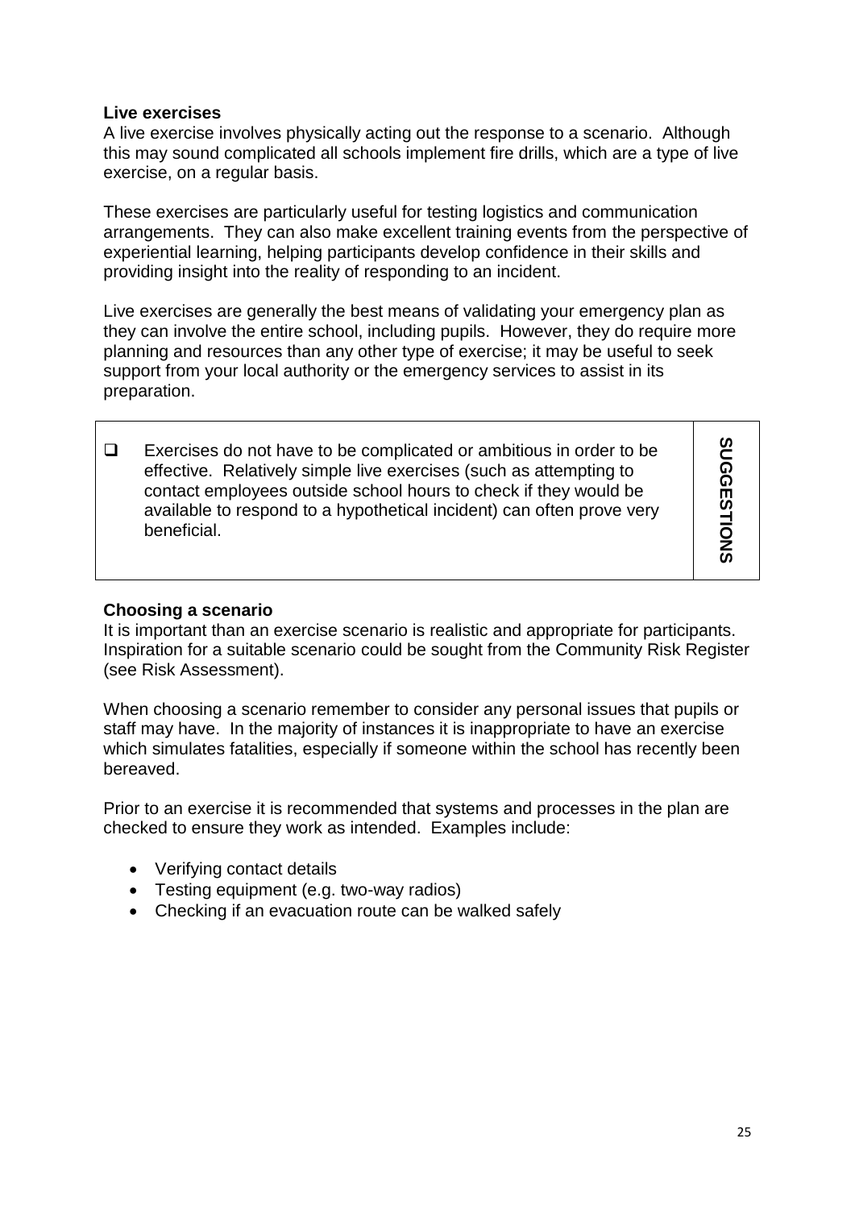### Live exercises

A live exercise involves physically acting out the response to a scenario. Although this may sound complicated all schools implement fire drills, which are a type of live exercise, on a regular basis.

These exercises are particularly useful for testing logistics and communication arrangements. They can also make excellent training events from the perspective of experiential learning, helping participants develop confidence in their skills and providing insight into the reality of responding to an incident.

Live exercises are generally the best means of validating your emergency plan as they can involve the entire school, including pupils. However, they do require more planning and resources than any other type of exercise; it may be useful to seek support from your local authority or the emergency services to assist in its preparation.

| | |
|---|---|
| ❑ Exercises do not have to be complicated or ambitious in order to be effective. Relatively simple live exercises (such as attempting to contact employees outside school hours to check if they would be available to respond to a hypothetical incident) can often prove very beneficial. | **SUGGESTIONS** |

### Choosing a scenario

It is important than an exercise scenario is realistic and appropriate for participants. Inspiration for a suitable scenario could be sought from the Community Risk Register (see Risk Assessment).

When choosing a scenario remember to consider any personal issues that pupils or staff may have. In the majority of instances it is inappropriate to have an exercise which simulates fatalities, especially if someone within the school has recently been bereaved.

Prior to an exercise it is recommended that systems and processes in the plan are checked to ensure they work as intended. Examples include:

- Verifying contact details
- Testing equipment (e.g. two-way radios)
- Checking if an evacuation route can be walked safely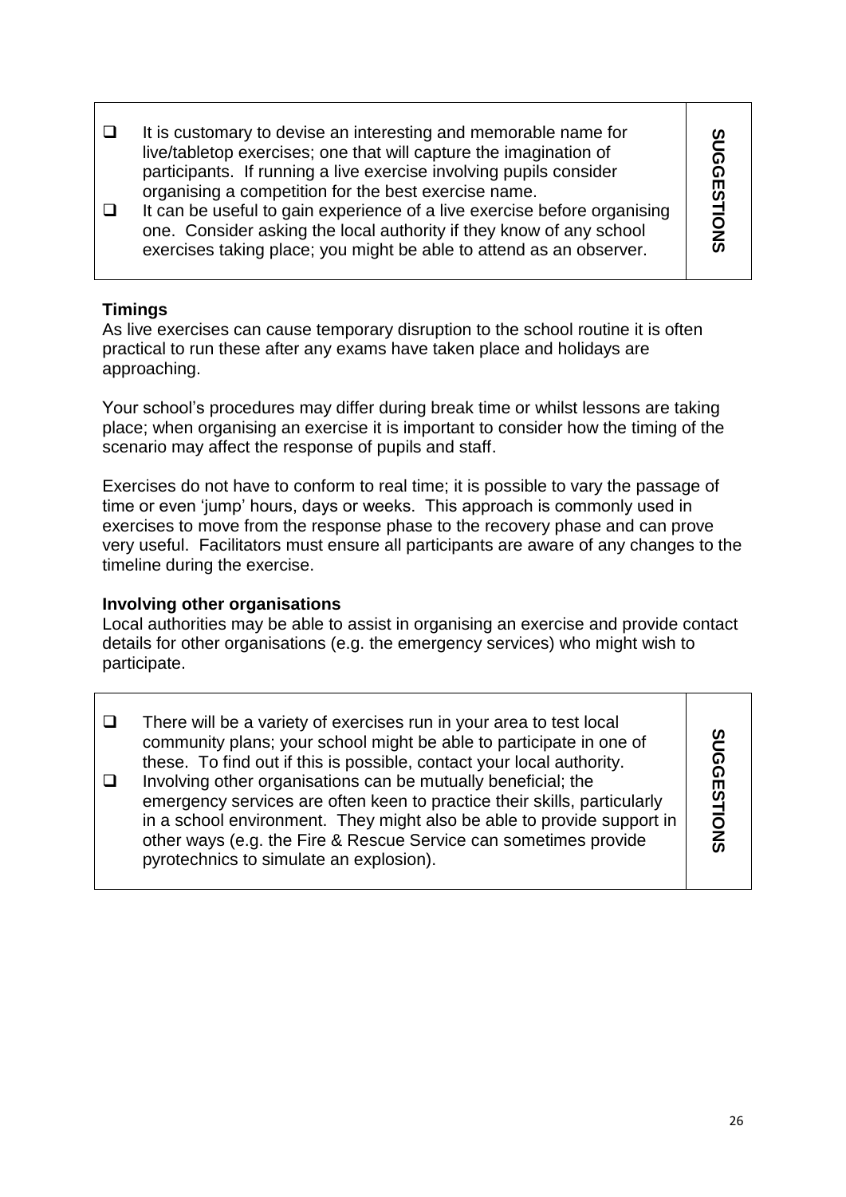| | | |
|---|---|---|
| ❑ | It is customary to devise an interesting and memorable name for live/tabletop exercises; one that will capture the imagination of participants. If running a live exercise involving pupils consider organising a competition for the best exercise name. | **SUGGESTIONS** |
| ❑ | It can be useful to gain experience of a live exercise before organising one. Consider asking the local authority if they know of any school exercises taking place; you might be able to attend as an observer. | |

**Timings**

As live exercises can cause temporary disruption to the school routine it is often practical to run these after any exams have taken place and holidays are approaching.

Your school's procedures may differ during break time or whilst lessons are taking place; when organising an exercise it is important to consider how the timing of the scenario may affect the response of pupils and staff.

Exercises do not have to conform to real time; it is possible to vary the passage of time or even 'jump' hours, days or weeks. This approach is commonly used in exercises to move from the response phase to the recovery phase and can prove very useful. Facilitators must ensure all participants are aware of any changes to the timeline during the exercise.

**Involving other organisations**

Local authorities may be able to assist in organising an exercise and provide contact details for other organisations (e.g. the emergency services) who might wish to participate.

| | | |
|---|---|---|
| ❑ | There will be a variety of exercises run in your area to test local community plans; your school might be able to participate in one of these. To find out if this is possible, contact your local authority. | **SUGGESTIONS** |
| ❑ | Involving other organisations can be mutually beneficial; the emergency services are often keen to practice their skills, particularly in a school environment. They might also be able to provide support in other ways (e.g. the Fire & Rescue Service can sometimes provide pyrotechnics to simulate an explosion). | |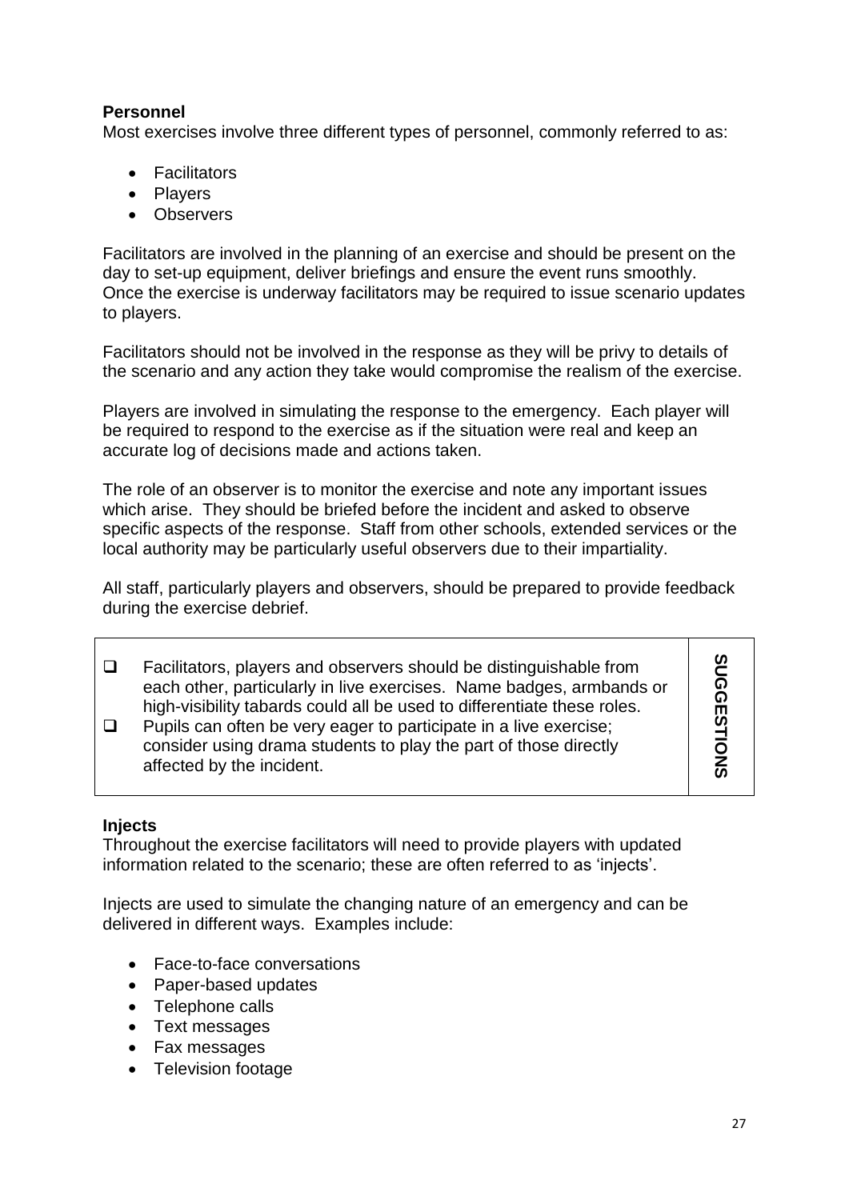**Personnel**

Most exercises involve three different types of personnel, commonly referred to as:

- Facilitators
- Players
- Observers

Facilitators are involved in the planning of an exercise and should be present on the day to set-up equipment, deliver briefings and ensure the event runs smoothly. Once the exercise is underway facilitators may be required to issue scenario updates to players.

Facilitators should not be involved in the response as they will be privy to details of the scenario and any action they take would compromise the realism of the exercise.

Players are involved in simulating the response to the emergency. Each player will be required to respond to the exercise as if the situation were real and keep an accurate log of decisions made and actions taken.

The role of an observer is to monitor the exercise and note any important issues which arise. They should be briefed before the incident and asked to observe specific aspects of the response. Staff from other schools, extended services or the local authority may be particularly useful observers due to their impartiality.

All staff, particularly players and observers, should be prepared to provide feedback during the exercise debrief.

| | **SUGGESTIONS** |
|---|---|
| ❑ Facilitators, players and observers should be distinguishable from each other, particularly in live exercises. Name badges, armbands or high-visibility tabards could all be used to differentiate these roles.<br>❑ Pupils can often be very eager to participate in a live exercise; consider using drama students to play the part of those directly affected by the incident. | |

**Injects**

Throughout the exercise facilitators will need to provide players with updated information related to the scenario; these are often referred to as 'injects'.

Injects are used to simulate the changing nature of an emergency and can be delivered in different ways. Examples include:

- Face-to-face conversations
- Paper-based updates
- Telephone calls
- Text messages
- Fax messages
- Television footage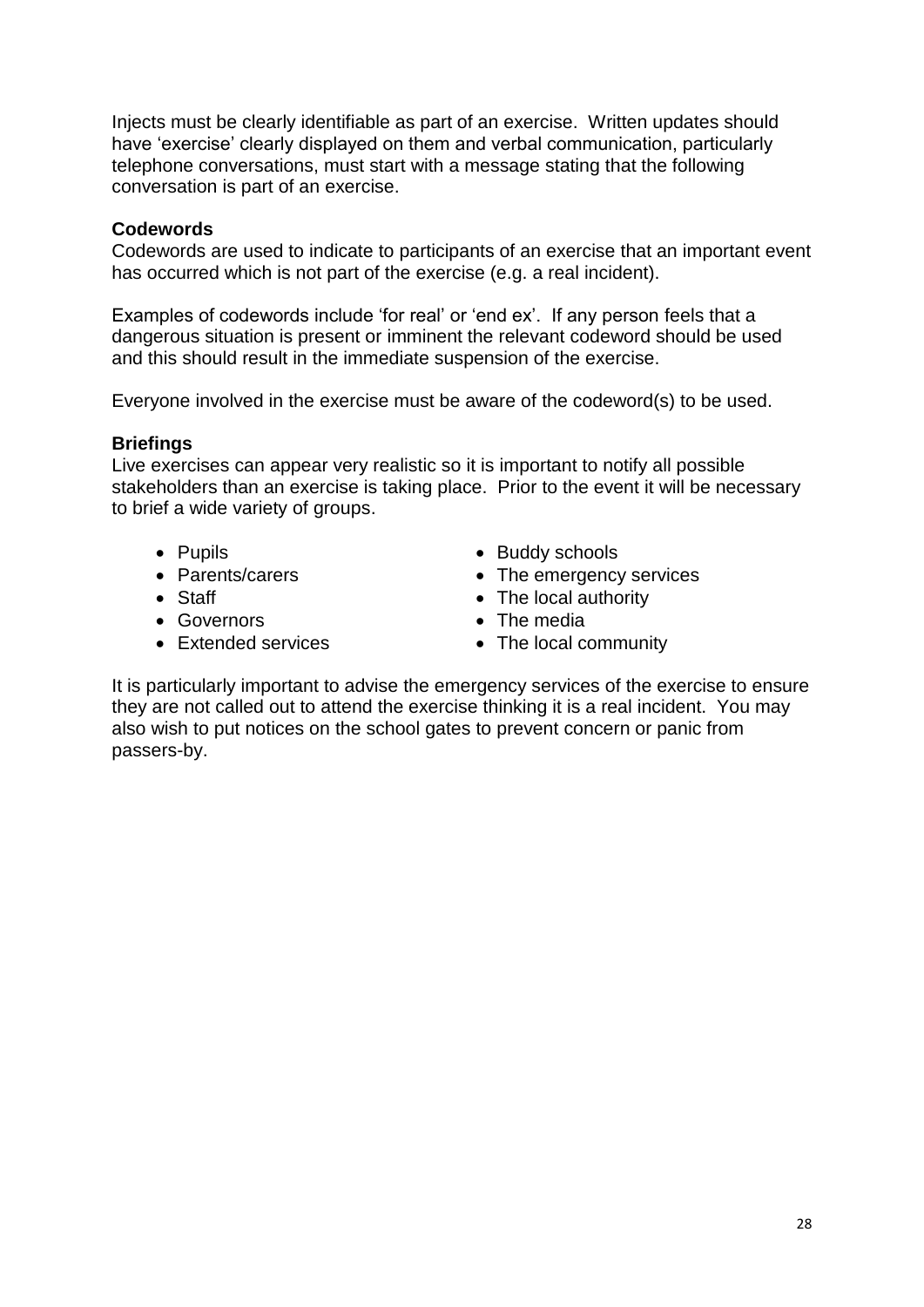Injects must be clearly identifiable as part of an exercise. Written updates should have 'exercise' clearly displayed on them and verbal communication, particularly telephone conversations, must start with a message stating that the following conversation is part of an exercise.

### Codewords

Codewords are used to indicate to participants of an exercise that an important event has occurred which is not part of the exercise (e.g. a real incident).

Examples of codewords include 'for real' or 'end ex'. If any person feels that a dangerous situation is present or imminent the relevant codeword should be used and this should result in the immediate suspension of the exercise.

Everyone involved in the exercise must be aware of the codeword(s) to be used.

### Briefings

Live exercises can appear very realistic so it is important to notify all possible stakeholders than an exercise is taking place. Prior to the event it will be necessary to brief a wide variety of groups.

- Pupils
- Parents/carers
- Staff
- Governors
- Extended services
- Buddy schools
- The emergency services
- The local authority
- The media
- The local community

It is particularly important to advise the emergency services of the exercise to ensure they are not called out to attend the exercise thinking it is a real incident. You may also wish to put notices on the school gates to prevent concern or panic from passers-by.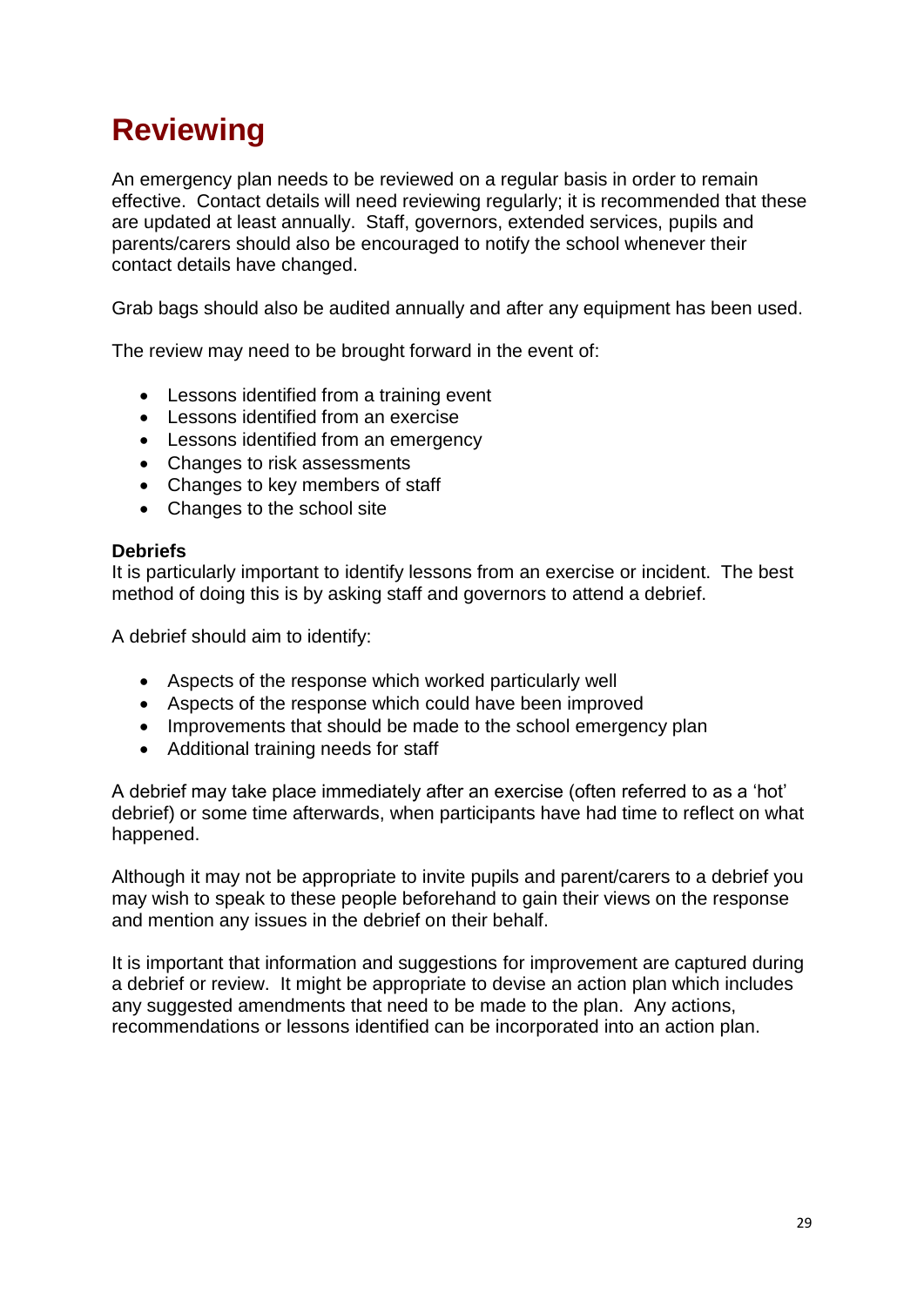# Reviewing

An emergency plan needs to be reviewed on a regular basis in order to remain effective. Contact details will need reviewing regularly; it is recommended that these are updated at least annually. Staff, governors, extended services, pupils and parents/carers should also be encouraged to notify the school whenever their contact details have changed.

Grab bags should also be audited annually and after any equipment has been used.

The review may need to be brought forward in the event of:

- Lessons identified from a training event
- Lessons identified from an exercise
- Lessons identified from an emergency
- Changes to risk assessments
- Changes to key members of staff
- Changes to the school site

**Debriefs**

It is particularly important to identify lessons from an exercise or incident. The best method of doing this is by asking staff and governors to attend a debrief.

A debrief should aim to identify:

- Aspects of the response which worked particularly well
- Aspects of the response which could have been improved
- Improvements that should be made to the school emergency plan
- Additional training needs for staff

A debrief may take place immediately after an exercise (often referred to as a 'hot' debrief) or some time afterwards, when participants have had time to reflect on what happened.

Although it may not be appropriate to invite pupils and parent/carers to a debrief you may wish to speak to these people beforehand to gain their views on the response and mention any issues in the debrief on their behalf.

It is important that information and suggestions for improvement are captured during a debrief or review. It might be appropriate to devise an action plan which includes any suggested amendments that need to be made to the plan. Any actions, recommendations or lessons identified can be incorporated into an action plan.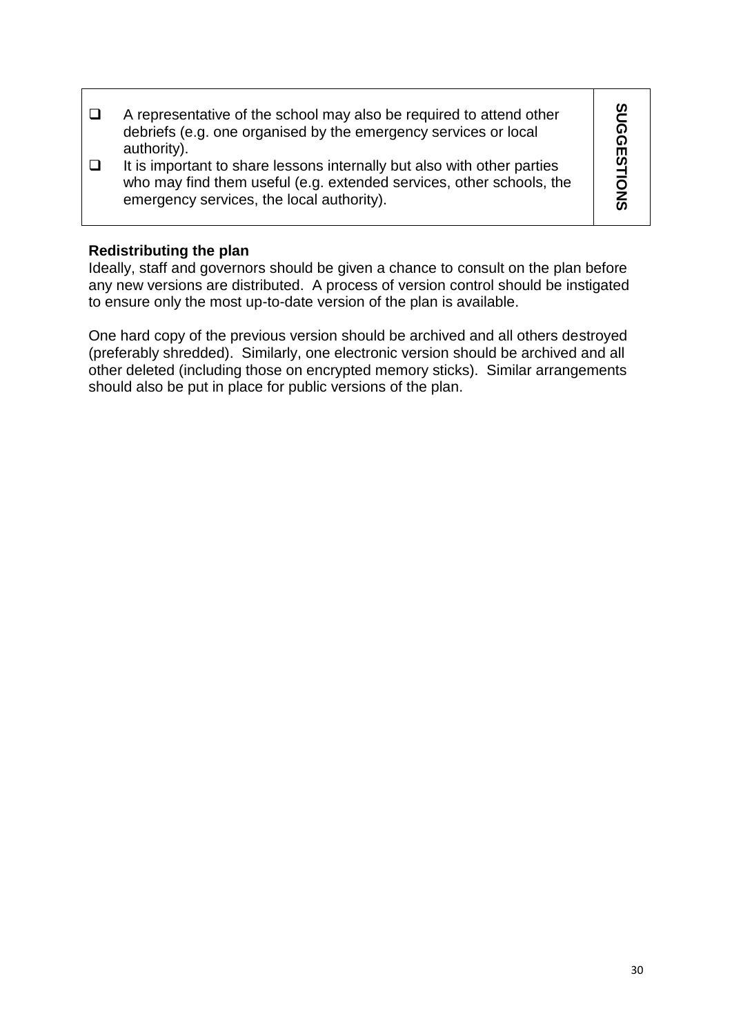| | |
|---|---|
| ☐ A representative of the school may also be required to attend other debriefs (e.g. one organised by the emergency services or local authority).<br>☐ It is important to share lessons internally but also with other parties who may find them useful (e.g. extended services, other schools, the emergency services, the local authority). | **SUGGESTIONS** |

**Redistributing the plan**

Ideally, staff and governors should be given a chance to consult on the plan before any new versions are distributed. A process of version control should be instigated to ensure only the most up-to-date version of the plan is available.

One hard copy of the previous version should be archived and all others destroyed (preferably shredded). Similarly, one electronic version should be archived and all other deleted (including those on encrypted memory sticks). Similar arrangements should also be put in place for public versions of the plan.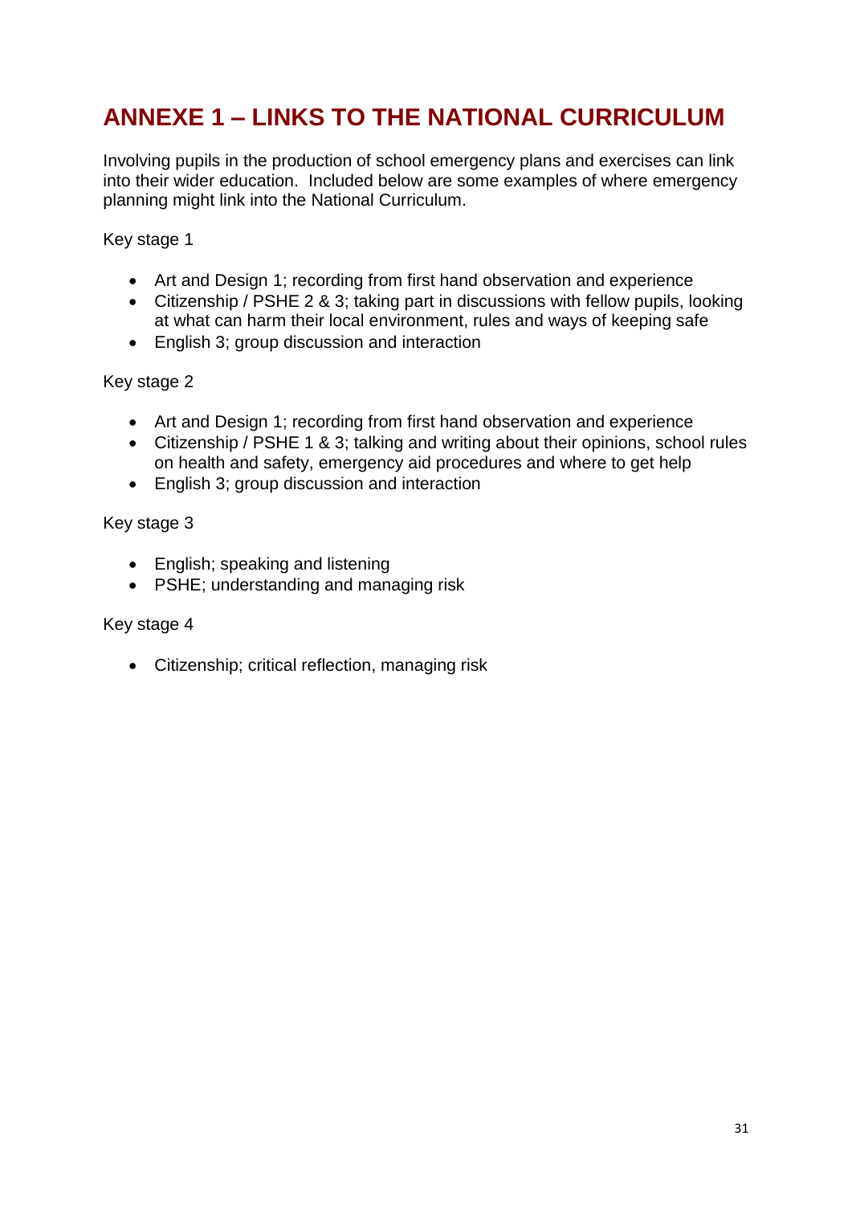# ANNEXE 1 – LINKS TO THE NATIONAL CURRICULUM

Involving pupils in the production of school emergency plans and exercises can link into their wider education. Included below are some examples of where emergency planning might link into the National Curriculum.

Key stage 1

- Art and Design 1; recording from first hand observation and experience
- Citizenship / PSHE 2 & 3; taking part in discussions with fellow pupils, looking at what can harm their local environment, rules and ways of keeping safe
- English 3; group discussion and interaction

Key stage 2

- Art and Design 1; recording from first hand observation and experience
- Citizenship / PSHE 1 & 3; talking and writing about their opinions, school rules on health and safety, emergency aid procedures and where to get help
- English 3; group discussion and interaction

Key stage 3

- English; speaking and listening
- PSHE; understanding and managing risk

Key stage 4

- Citizenship; critical reflection, managing risk